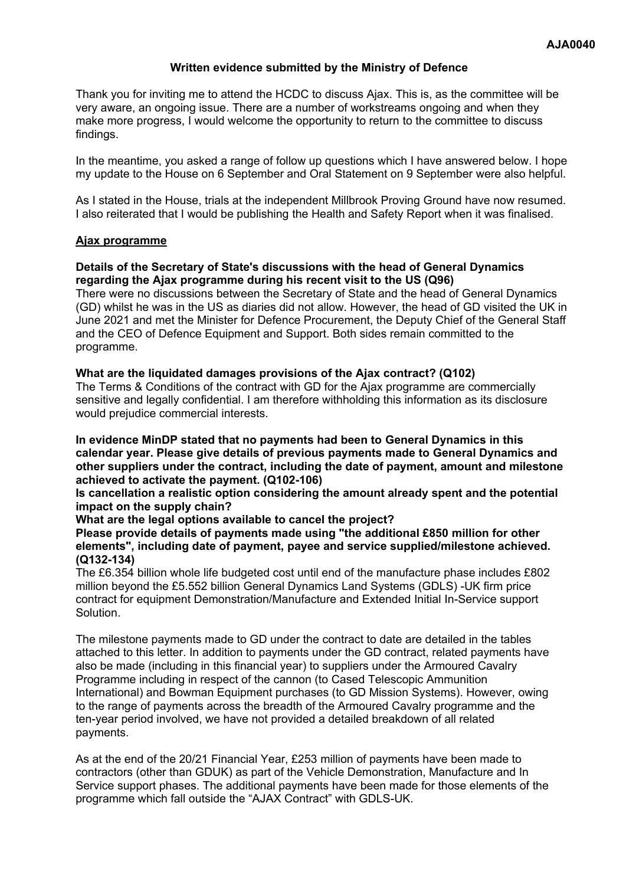**AJA0040**

## Written evidence submitted by the Ministry of Defence

Thank you for inviting me to attend the HCDC to discuss Ajax. This is, as the committee will be very aware, an ongoing issue. There are a number of workstreams ongoing and when they make more progress, I would welcome the opportunity to return to the committee to discuss findings.

In the meantime, you asked a range of follow up questions which I have answered below. I hope my update to the House on 6 September and Oral Statement on 9 September were also helpful.

As I stated in the House, trials at the independent Millbrook Proving Ground have now resumed. I also reiterated that I would be publishing the Health and Safety Report when it was finalised.

### Ajax programme

**Details of the Secretary of State's discussions with the head of General Dynamics regarding the Ajax programme during his recent visit to the US (Q96)**

There were no discussions between the Secretary of State and the head of General Dynamics (GD) whilst he was in the US as diaries did not allow. However, the head of GD visited the UK in June 2021 and met the Minister for Defence Procurement, the Deputy Chief of the General Staff and the CEO of Defence Equipment and Support. Both sides remain committed to the programme.

**What are the liquidated damages provisions of the Ajax contract? (Q102)**

The Terms & Conditions of the contract with GD for the Ajax programme are commercially sensitive and legally confidential. I am therefore withholding this information as its disclosure would prejudice commercial interests.

**In evidence MinDP stated that no payments had been to General Dynamics in this calendar year. Please give details of previous payments made to General Dynamics and other suppliers under the contract, including the date of payment, amount and milestone achieved to activate the payment. (Q102-106)**

**Is cancellation a realistic option considering the amount already spent and the potential impact on the supply chain?**

**What are the legal options available to cancel the project?**

**Please provide details of payments made using "the additional £850 million for other elements", including date of payment, payee and service supplied/milestone achieved. (Q132-134)**

The £6.354 billion whole life budgeted cost until end of the manufacture phase includes £802 million beyond the £5.552 billion General Dynamics Land Systems (GDLS) -UK firm price contract for equipment Demonstration/Manufacture and Extended Initial In-Service support Solution.

The milestone payments made to GD under the contract to date are detailed in the tables attached to this letter. In addition to payments under the GD contract, related payments have also be made (including in this financial year) to suppliers under the Armoured Cavalry Programme including in respect of the cannon (to Cased Telescopic Ammunition International) and Bowman Equipment purchases (to GD Mission Systems). However, owing to the range of payments across the breadth of the Armoured Cavalry programme and the ten-year period involved, we have not provided a detailed breakdown of all related payments.

As at the end of the 20/21 Financial Year, £253 million of payments have been made to contractors (other than GDUK) as part of the Vehicle Demonstration, Manufacture and In Service support phases. The additional payments have been made for those elements of the programme which fall outside the "AJAX Contract" with GDLS-UK.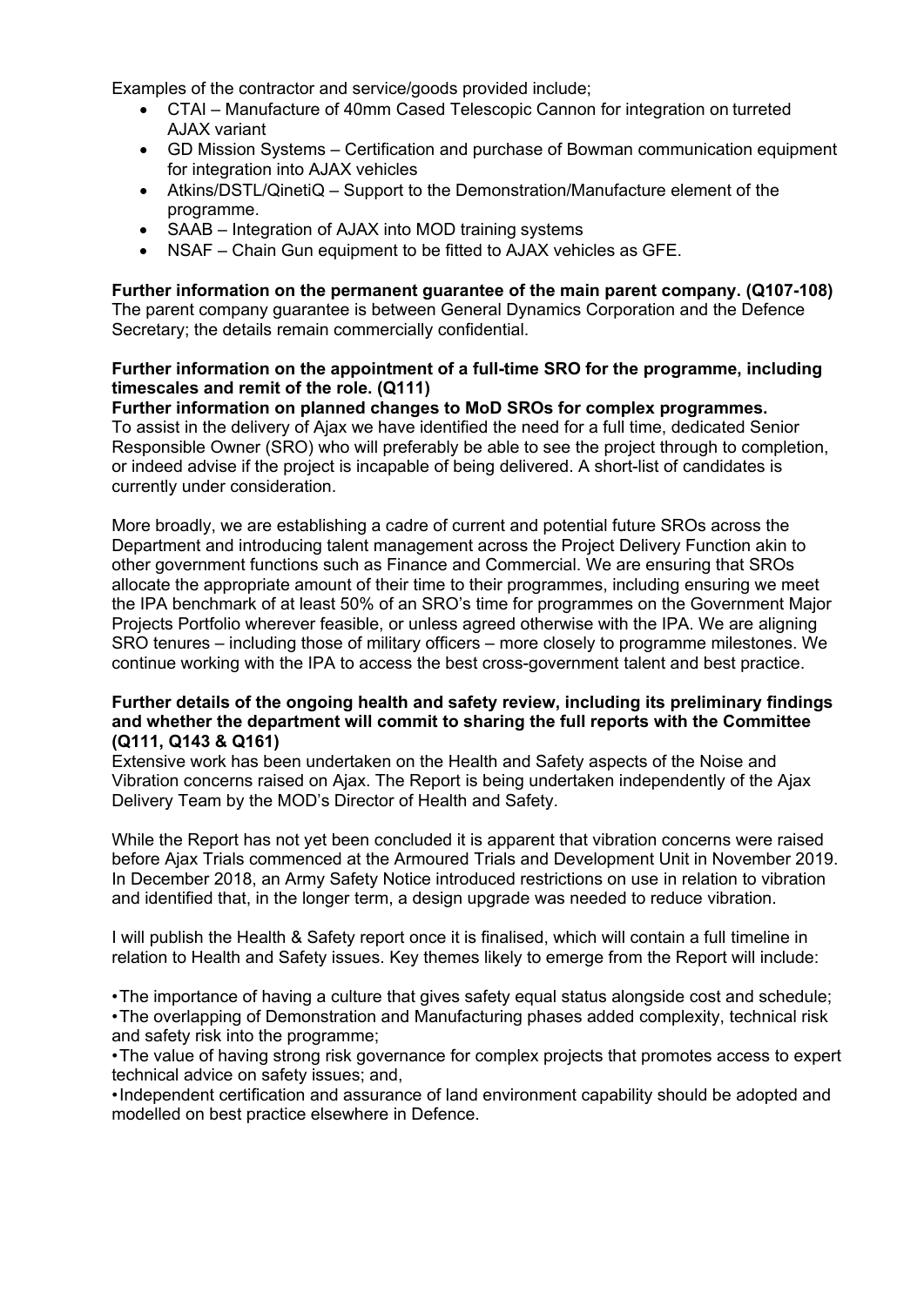Examples of the contractor and service/goods provided include;

- CTAI – Manufacture of 40mm Cased Telescopic Cannon for integration on turreted AJAX variant
- GD Mission Systems – Certification and purchase of Bowman communication equipment for integration into AJAX vehicles
- Atkins/DSTL/QinetiQ – Support to the Demonstration/Manufacture element of the programme.
- SAAB – Integration of AJAX into MOD training systems
- NSAF – Chain Gun equipment to be fitted to AJAX vehicles as GFE.

**Further information on the permanent guarantee of the main parent company. (Q107-108)**
The parent company guarantee is between General Dynamics Corporation and the Defence Secretary; the details remain commercially confidential.

**Further information on the appointment of a full-time SRO for the programme, including timescales and remit of the role. (Q111)**
**Further information on planned changes to MoD SROs for complex programmes.**
To assist in the delivery of Ajax we have identified the need for a full time, dedicated Senior Responsible Owner (SRO) who will preferably be able to see the project through to completion, or indeed advise if the project is incapable of being delivered. A short-list of candidates is currently under consideration.

More broadly, we are establishing a cadre of current and potential future SROs across the Department and introducing talent management across the Project Delivery Function akin to other government functions such as Finance and Commercial. We are ensuring that SROs allocate the appropriate amount of their time to their programmes, including ensuring we meet the IPA benchmark of at least 50% of an SRO's time for programmes on the Government Major Projects Portfolio wherever feasible, or unless agreed otherwise with the IPA. We are aligning SRO tenures – including those of military officers – more closely to programme milestones. We continue working with the IPA to access the best cross-government talent and best practice.

**Further details of the ongoing health and safety review, including its preliminary findings and whether the department will commit to sharing the full reports with the Committee (Q111, Q143 & Q161)**
Extensive work has been undertaken on the Health and Safety aspects of the Noise and Vibration concerns raised on Ajax. The Report is being undertaken independently of the Ajax Delivery Team by the MOD's Director of Health and Safety.

While the Report has not yet been concluded it is apparent that vibration concerns were raised before Ajax Trials commenced at the Armoured Trials and Development Unit in November 2019. In December 2018, an Army Safety Notice introduced restrictions on use in relation to vibration and identified that, in the longer term, a design upgrade was needed to reduce vibration.

I will publish the Health & Safety report once it is finalised, which will contain a full timeline in relation to Health and Safety issues. Key themes likely to emerge from the Report will include:

- The importance of having a culture that gives safety equal status alongside cost and schedule;
- The overlapping of Demonstration and Manufacturing phases added complexity, technical risk and safety risk into the programme;
- The value of having strong risk governance for complex projects that promotes access to expert technical advice on safety issues; and,
- Independent certification and assurance of land environment capability should be adopted and modelled on best practice elsewhere in Defence.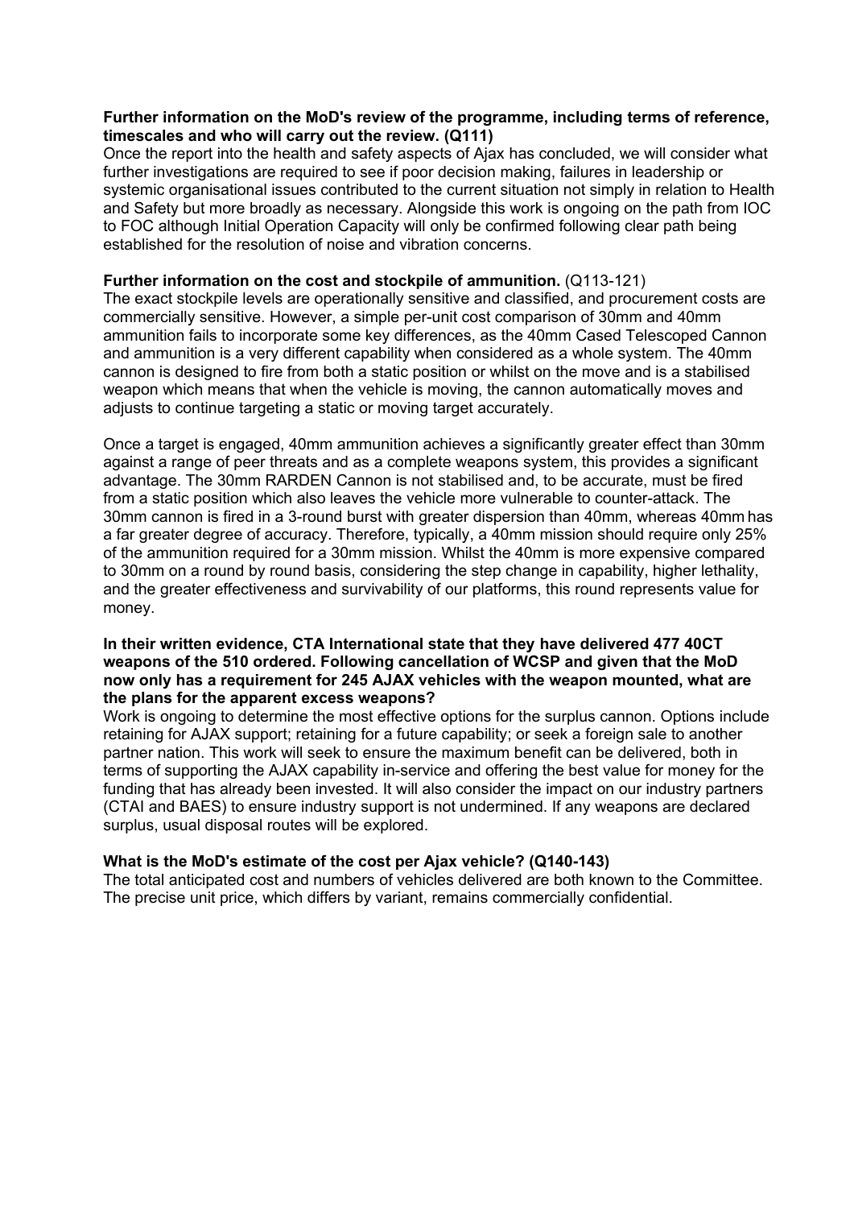**Further information on the MoD's review of the programme, including terms of reference, timescales and who will carry out the review. (Q111)**

Once the report into the health and safety aspects of Ajax has concluded, we will consider what further investigations are required to see if poor decision making, failures in leadership or systemic organisational issues contributed to the current situation not simply in relation to Health and Safety but more broadly as necessary. Alongside this work is ongoing on the path from IOC to FOC although Initial Operation Capacity will only be confirmed following clear path being established for the resolution of noise and vibration concerns.

**Further information on the cost and stockpile of ammunition.** (Q113-121)

The exact stockpile levels are operationally sensitive and classified, and procurement costs are commercially sensitive. However, a simple per-unit cost comparison of 30mm and 40mm ammunition fails to incorporate some key differences, as the 40mm Cased Telescoped Cannon and ammunition is a very different capability when considered as a whole system. The 40mm cannon is designed to fire from both a static position or whilst on the move and is a stabilised weapon which means that when the vehicle is moving, the cannon automatically moves and adjusts to continue targeting a static or moving target accurately.

Once a target is engaged, 40mm ammunition achieves a significantly greater effect than 30mm against a range of peer threats and as a complete weapons system, this provides a significant advantage. The 30mm RARDEN Cannon is not stabilised and, to be accurate, must be fired from a static position which also leaves the vehicle more vulnerable to counter-attack. The 30mm cannon is fired in a 3-round burst with greater dispersion than 40mm, whereas 40mm has a far greater degree of accuracy. Therefore, typically, a 40mm mission should require only 25% of the ammunition required for a 30mm mission. Whilst the 40mm is more expensive compared to 30mm on a round by round basis, considering the step change in capability, higher lethality, and the greater effectiveness and survivability of our platforms, this round represents value for money.

**In their written evidence, CTA International state that they have delivered 477 40CT weapons of the 510 ordered. Following cancellation of WCSP and given that the MoD now only has a requirement for 245 AJAX vehicles with the weapon mounted, what are the plans for the apparent excess weapons?**

Work is ongoing to determine the most effective options for the surplus cannon. Options include retaining for AJAX support; retaining for a future capability; or seek a foreign sale to another partner nation. This work will seek to ensure the maximum benefit can be delivered, both in terms of supporting the AJAX capability in-service and offering the best value for money for the funding that has already been invested. It will also consider the impact on our industry partners (CTAI and BAES) to ensure industry support is not undermined. If any weapons are declared surplus, usual disposal routes will be explored.

**What is the MoD's estimate of the cost per Ajax vehicle? (Q140-143)**

The total anticipated cost and numbers of vehicles delivered are both known to the Committee. The precise unit price, which differs by variant, remains commercially confidential.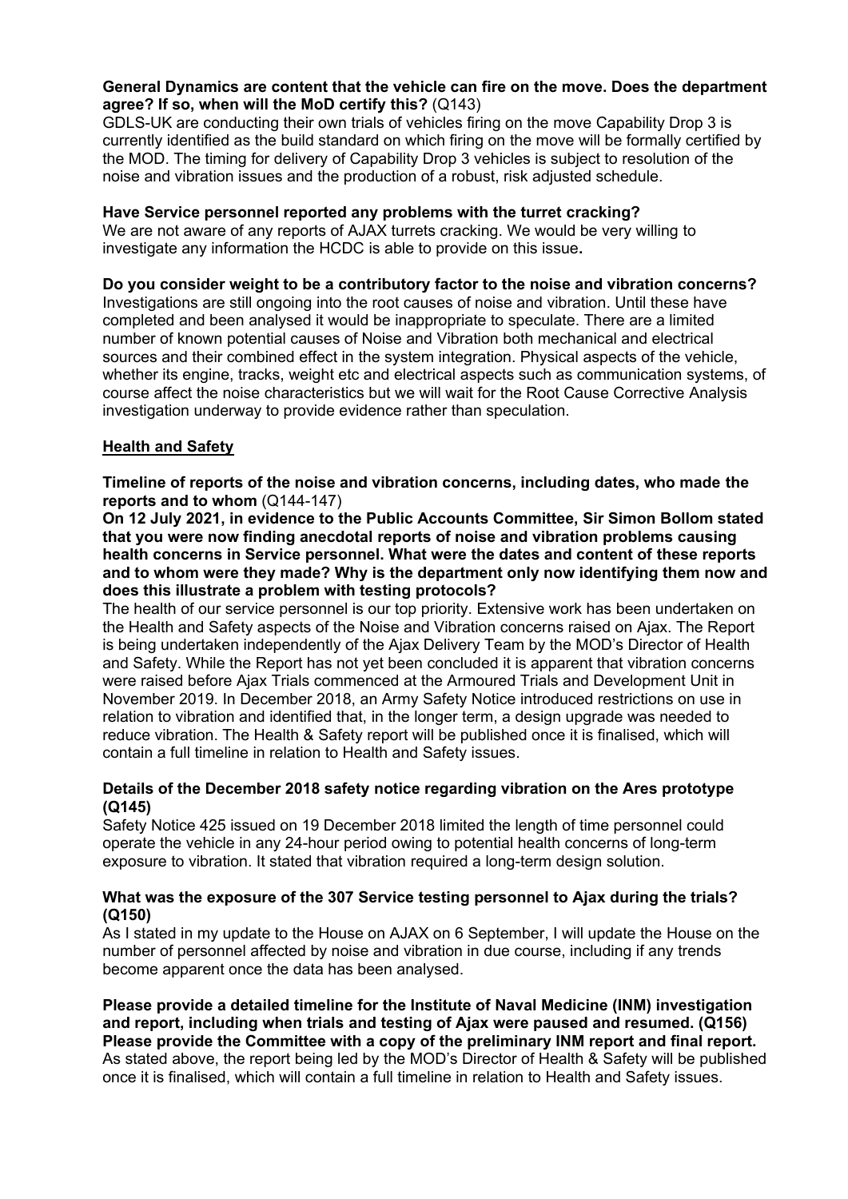**General Dynamics are content that the vehicle can fire on the move. Does the department agree? If so, when will the MoD certify this?** (Q143)
GDLS-UK are conducting their own trials of vehicles firing on the move Capability Drop 3 is currently identified as the build standard on which firing on the move will be formally certified by the MOD. The timing for delivery of Capability Drop 3 vehicles is subject to resolution of the noise and vibration issues and the production of a robust, risk adjusted schedule.

**Have Service personnel reported any problems with the turret cracking?**
We are not aware of any reports of AJAX turrets cracking. We would be very willing to investigate any information the HCDC is able to provide on this issue**.**

**Do you consider weight to be a contributory factor to the noise and vibration concerns?**
Investigations are still ongoing into the root causes of noise and vibration. Until these have completed and been analysed it would be inappropriate to speculate. There are a limited number of known potential causes of Noise and Vibration both mechanical and electrical sources and their combined effect in the system integration. Physical aspects of the vehicle, whether its engine, tracks, weight etc and electrical aspects such as communication systems, of course affect the noise characteristics but we will wait for the Root Cause Corrective Analysis investigation underway to provide evidence rather than speculation.

<u>**Health and Safety**</u>

**Timeline of reports of the noise and vibration concerns, including dates, who made the reports and to whom** (Q144-147)
**On 12 July 2021, in evidence to the Public Accounts Committee, Sir Simon Bollom stated that you were now finding anecdotal reports of noise and vibration problems causing health concerns in Service personnel. What were the dates and content of these reports and to whom were they made? Why is the department only now identifying them now and does this illustrate a problem with testing protocols?**
The health of our service personnel is our top priority. Extensive work has been undertaken on the Health and Safety aspects of the Noise and Vibration concerns raised on Ajax. The Report is being undertaken independently of the Ajax Delivery Team by the MOD's Director of Health and Safety. While the Report has not yet been concluded it is apparent that vibration concerns were raised before Ajax Trials commenced at the Armoured Trials and Development Unit in November 2019. In December 2018, an Army Safety Notice introduced restrictions on use in relation to vibration and identified that, in the longer term, a design upgrade was needed to reduce vibration. The Health & Safety report will be published once it is finalised, which will contain a full timeline in relation to Health and Safety issues.

**Details of the December 2018 safety notice regarding vibration on the Ares prototype (Q145)**
Safety Notice 425 issued on 19 December 2018 limited the length of time personnel could operate the vehicle in any 24-hour period owing to potential health concerns of long-term exposure to vibration. It stated that vibration required a long-term design solution.

**What was the exposure of the 307 Service testing personnel to Ajax during the trials? (Q150)**
As I stated in my update to the House on AJAX on 6 September, I will update the House on the number of personnel affected by noise and vibration in due course, including if any trends become apparent once the data has been analysed.

**Please provide a detailed timeline for the Institute of Naval Medicine (INM) investigation and report, including when trials and testing of Ajax were paused and resumed. (Q156)**
**Please provide the Committee with a copy of the preliminary INM report and final report.**
As stated above, the report being led by the MOD's Director of Health & Safety will be published once it is finalised, which will contain a full timeline in relation to Health and Safety issues.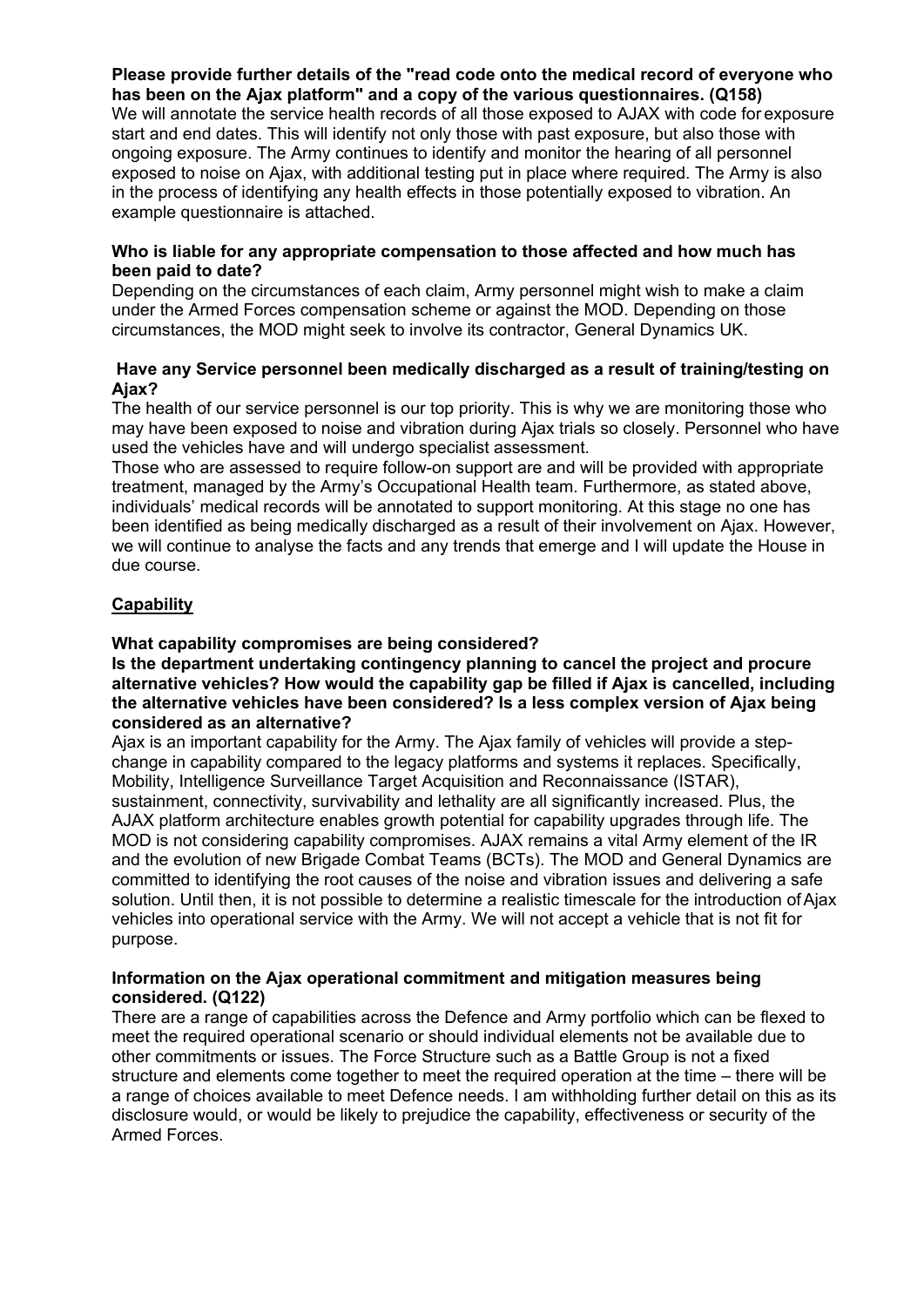**Please provide further details of the "read code onto the medical record of everyone who has been on the Ajax platform" and a copy of the various questionnaires. (Q158)**

We will annotate the service health records of all those exposed to AJAX with code for exposure start and end dates. This will identify not only those with past exposure, but also those with ongoing exposure. The Army continues to identify and monitor the hearing of all personnel exposed to noise on Ajax, with additional testing put in place where required. The Army is also in the process of identifying any health effects in those potentially exposed to vibration. An example questionnaire is attached.

**Who is liable for any appropriate compensation to those affected and how much has been paid to date?**

Depending on the circumstances of each claim, Army personnel might wish to make a claim under the Armed Forces compensation scheme or against the MOD. Depending on those circumstances, the MOD might seek to involve its contractor, General Dynamics UK.

**Have any Service personnel been medically discharged as a result of training/testing on Ajax?**

The health of our service personnel is our top priority. This is why we are monitoring those who may have been exposed to noise and vibration during Ajax trials so closely. Personnel who have used the vehicles have and will undergo specialist assessment.

Those who are assessed to require follow-on support are and will be provided with appropriate treatment, managed by the Army's Occupational Health team. Furthermore, as stated above, individuals' medical records will be annotated to support monitoring. At this stage no one has been identified as being medically discharged as a result of their involvement on Ajax. However, we will continue to analyse the facts and any trends that emerge and I will update the House in due course.

## Capability

**What capability compromises are being considered?**

**Is the department undertaking contingency planning to cancel the project and procure alternative vehicles? How would the capability gap be filled if Ajax is cancelled, including the alternative vehicles have been considered? Is a less complex version of Ajax being considered as an alternative?**

Ajax is an important capability for the Army. The Ajax family of vehicles will provide a step-change in capability compared to the legacy platforms and systems it replaces. Specifically, Mobility, Intelligence Surveillance Target Acquisition and Reconnaissance (ISTAR), sustainment, connectivity, survivability and lethality are all significantly increased. Plus, the AJAX platform architecture enables growth potential for capability upgrades through life. The MOD is not considering capability compromises. AJAX remains a vital Army element of the IR and the evolution of new Brigade Combat Teams (BCTs). The MOD and General Dynamics are committed to identifying the root causes of the noise and vibration issues and delivering a safe solution. Until then, it is not possible to determine a realistic timescale for the introduction of Ajax vehicles into operational service with the Army. We will not accept a vehicle that is not fit for purpose.

**Information on the Ajax operational commitment and mitigation measures being considered. (Q122)**

There are a range of capabilities across the Defence and Army portfolio which can be flexed to meet the required operational scenario or should individual elements not be available due to other commitments or issues. The Force Structure such as a Battle Group is not a fixed structure and elements come together to meet the required operation at the time – there will be a range of choices available to meet Defence needs. I am withholding further detail on this as its disclosure would, or would be likely to prejudice the capability, effectiveness or security of the Armed Forces.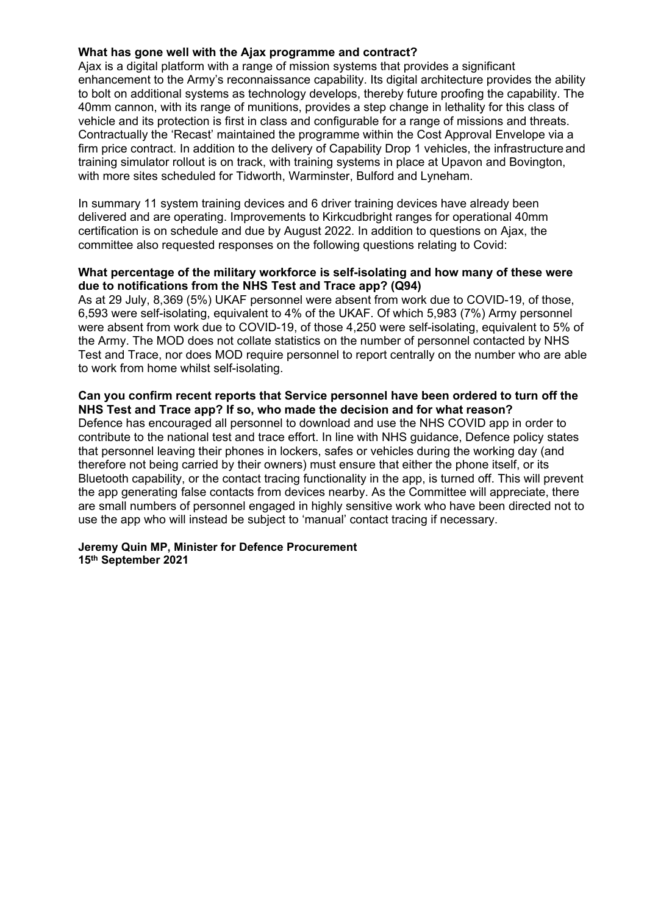**What has gone well with the Ajax programme and contract?**

Ajax is a digital platform with a range of mission systems that provides a significant enhancement to the Army's reconnaissance capability. Its digital architecture provides the ability to bolt on additional systems as technology develops, thereby future proofing the capability. The 40mm cannon, with its range of munitions, provides a step change in lethality for this class of vehicle and its protection is first in class and configurable for a range of missions and threats. Contractually the 'Recast' maintained the programme within the Cost Approval Envelope via a firm price contract. In addition to the delivery of Capability Drop 1 vehicles, the infrastructure and training simulator rollout is on track, with training systems in place at Upavon and Bovington, with more sites scheduled for Tidworth, Warminster, Bulford and Lyneham.

In summary 11 system training devices and 6 driver training devices have already been delivered and are operating. Improvements to Kirkcudbright ranges for operational 40mm certification is on schedule and due by August 2022. In addition to questions on Ajax, the committee also requested responses on the following questions relating to Covid:

**What percentage of the military workforce is self-isolating and how many of these were due to notifications from the NHS Test and Trace app? (Q94)**

As at 29 July, 8,369 (5%) UKAF personnel were absent from work due to COVID-19, of those, 6,593 were self-isolating, equivalent to 4% of the UKAF. Of which 5,983 (7%) Army personnel were absent from work due to COVID-19, of those 4,250 were self-isolating, equivalent to 5% of the Army. The MOD does not collate statistics on the number of personnel contacted by NHS Test and Trace, nor does MOD require personnel to report centrally on the number who are able to work from home whilst self-isolating.

**Can you confirm recent reports that Service personnel have been ordered to turn off the NHS Test and Trace app? If so, who made the decision and for what reason?**

Defence has encouraged all personnel to download and use the NHS COVID app in order to contribute to the national test and trace effort. In line with NHS guidance, Defence policy states that personnel leaving their phones in lockers, safes or vehicles during the working day (and therefore not being carried by their owners) must ensure that either the phone itself, or its Bluetooth capability, or the contact tracing functionality in the app, is turned off. This will prevent the app generating false contacts from devices nearby. As the Committee will appreciate, there are small numbers of personnel engaged in highly sensitive work who have been directed not to use the app who will instead be subject to 'manual' contact tracing if necessary.

**Jeremy Quin MP, Minister for Defence Procurement**
**15th September 2021**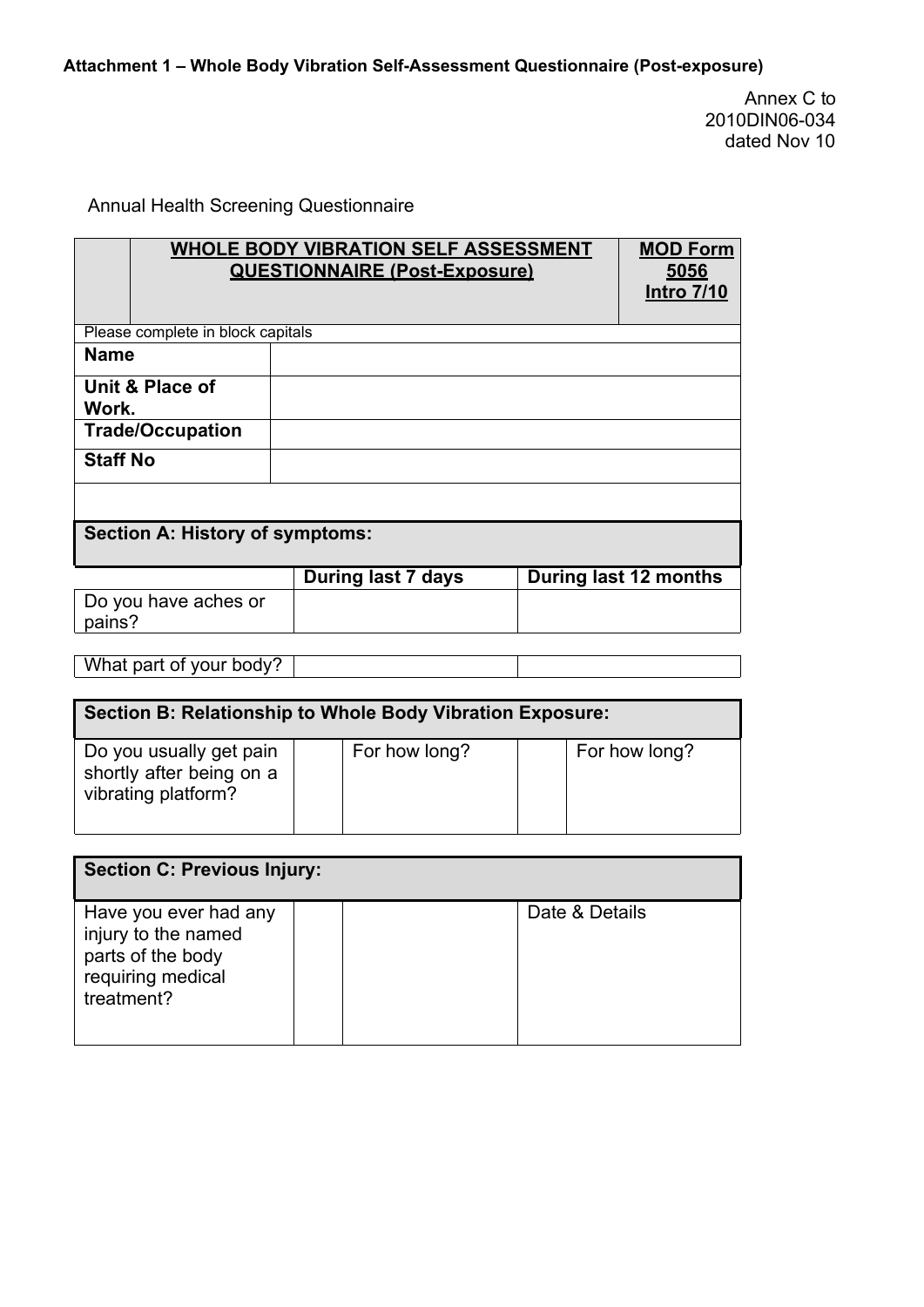**Attachment 1 – Whole Body Vibration Self-Assessment Questionnaire (Post-exposure)**

Annex C to
2010DIN06-034
dated Nov 10

Annual Health Screening Questionnaire

| | **WHOLE BODY VIBRATION SELF ASSESSMENT QUESTIONNAIRE (Post-Exposure)** | **MOD Form 5056 Intro 7/10** |
|---|---|---|

Please complete in block capitals

| | |
|---|---|
| **Name** | |
| **Unit & Place of Work.** | |
| **Trade/Occupation** | |
| **Staff No** | |

**Section A: History of symptoms:**

| | **During last 7 days** | **During last 12 months** |
|---|---|---|
| Do you have aches or pains? | | |
| What part of your body? | | |

**Section B: Relationship to Whole Body Vibration Exposure:**

| | | | | |
|---|---|---|---|---|
| Do you usually get pain shortly after being on a vibrating platform? | | For how long? | | For how long? |

**Section C: Previous Injury:**

| | | | |
|---|---|---|---|
| Have you ever had any injury to the named parts of the body requiring medical treatment? | | | Date & Details |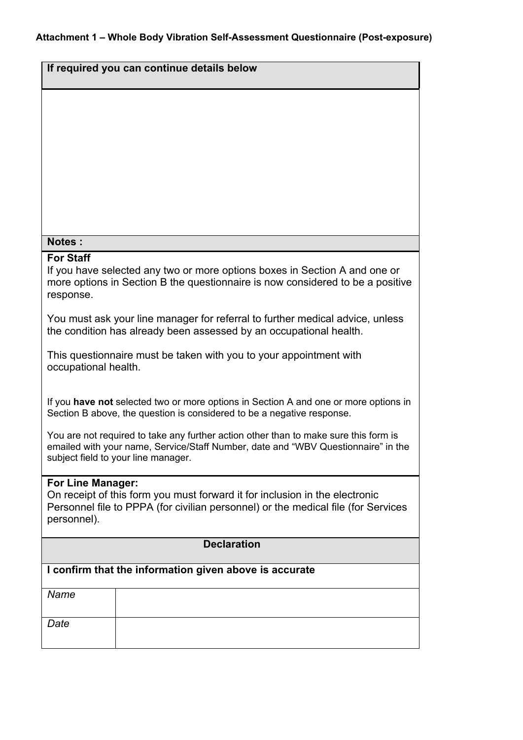**Attachment 1 – Whole Body Vibration Self-Assessment Questionnaire (Post-exposure)**

| **If required you can continue details below** |
| --- |
| |

| **Notes :** |
| --- |
| **For Staff**<br>If you have selected any two or more options boxes in Section A and one or more options in Section B the questionnaire is now considered to be a positive response.<br><br>You must ask your line manager for referral to further medical advice, unless the condition has already been assessed by an occupational health.<br><br>This questionnaire must be taken with you to your appointment with occupational health.<br><br>If you **have not** selected two or more options in Section A and one or more options in Section B above, the question is considered to be a negative response.<br><br>You are not required to take any further action other than to make sure this form is emailed with your name, Service/Staff Number, date and "WBV Questionnaire" in the subject field to your line manager. |
| **For Line Manager:**<br>On receipt of this form you must forward it for inclusion in the electronic Personnel file to PPPA (for civilian personnel) or the medical file (for Services personnel). |

| **Declaration** | |
| --- | --- |
| **I confirm that the information given above is accurate** | |
| *Name* | |
| *Date* | |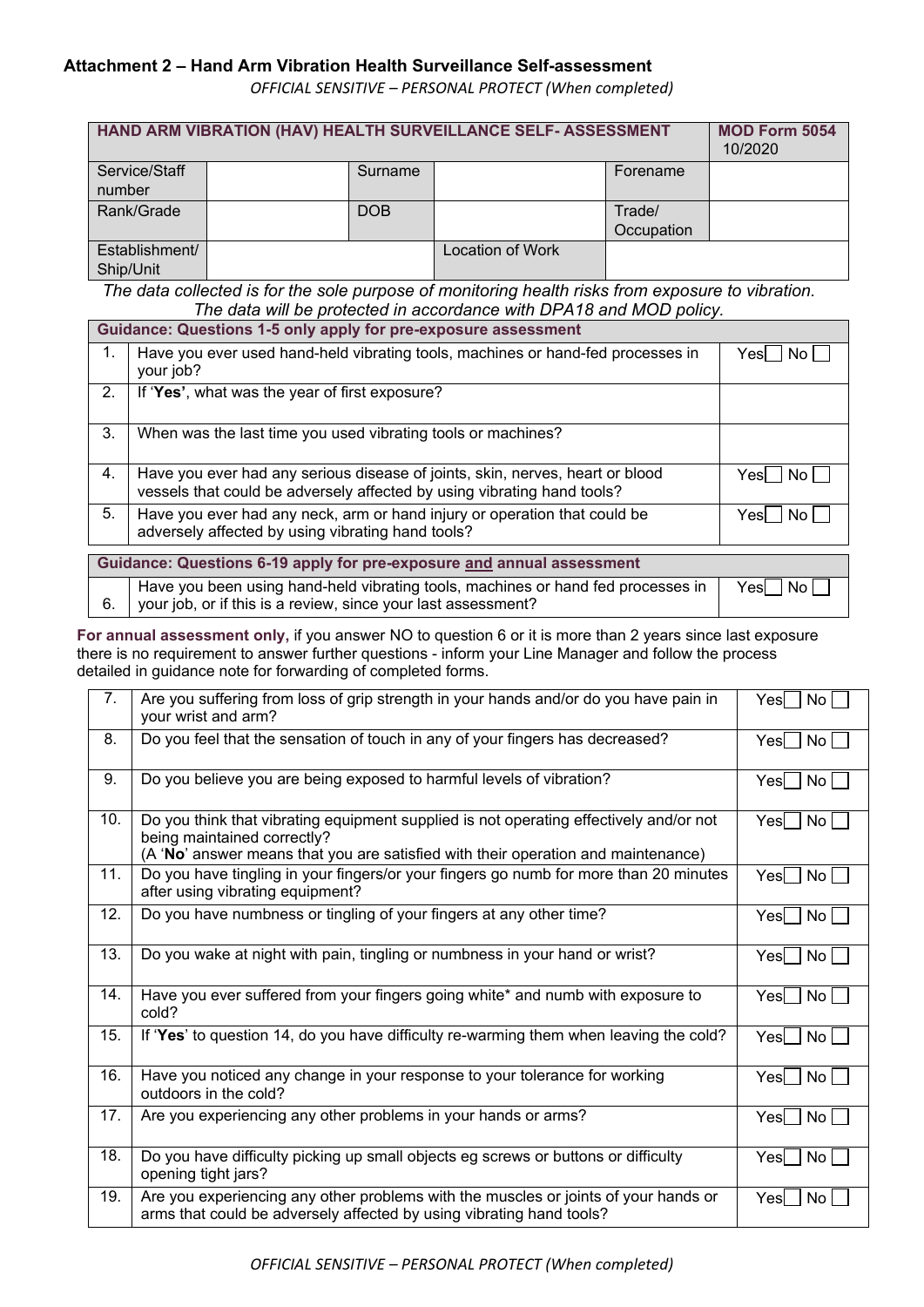### Attachment 2 – Hand Arm Vibration Health Surveillance Self-assessment

*OFFICIAL SENSITIVE – PERSONAL PROTECT (When completed)*

| **HAND ARM VIBRATION (HAV) HEALTH SURVEILLANCE SELF- ASSESSMENT** | | | | | **MOD Form 5054** 10/2020 |
|---|---|---|---|---|---|
| Service/Staff number | | Surname | | Forename | |
| Rank/Grade | | DOB | | Trade/ Occupation | |
| Establishment/ Ship/Unit | | | Location of Work | | |

*The data collected is for the sole purpose of monitoring health risks from exposure to vibration. The data will be protected in accordance with DPA18 and MOD policy.*

| **Guidance: Questions 1-5 only apply for pre-exposure assessment** | | |
|---|---|---|
| 1. | Have you ever used hand-held vibrating tools, machines or hand-fed processes in your job? | Yes☐ No ☐ |
| 2. | If '**Yes**', what was the year of first exposure? | |
| 3. | When was the last time you used vibrating tools or machines? | |
| 4. | Have you ever had any serious disease of joints, skin, nerves, heart or blood vessels that could be adversely affected by using vibrating hand tools? | Yes☐ No ☐ |
| 5. | Have you ever had any neck, arm or hand injury or operation that could be adversely affected by using vibrating hand tools? | Yes☐ No ☐ |

| **Guidance: Questions 6-19 apply for pre-exposure <u>and</u> annual assessment** | | |
|---|---|---|
| 6. | Have you been using hand-held vibrating tools, machines or hand fed processes in your job, or if this is a review, since your last assessment? | Yes☐ No ☐ |

**For annual assessment only,** if you answer NO to question 6 or it is more than 2 years since last exposure there is no requirement to answer further questions - inform your Line Manager and follow the process detailed in guidance note for forwarding of completed forms.

| | | |
|---|---|---|
| 7. | Are you suffering from loss of grip strength in your hands and/or do you have pain in your wrist and arm? | Yes☐ No ☐ |
| 8. | Do you feel that the sensation of touch in any of your fingers has decreased? | Yes☐ No ☐ |
| 9. | Do you believe you are being exposed to harmful levels of vibration? | Yes☐ No ☐ |
| 10. | Do you think that vibrating equipment supplied is not operating effectively and/or not being maintained correctly? (A '**No**' answer means that you are satisfied with their operation and maintenance) | Yes☐ No ☐ |
| 11. | Do you have tingling in your fingers/or your fingers go numb for more than 20 minutes after using vibrating equipment? | Yes☐ No ☐ |
| 12. | Do you have numbness or tingling of your fingers at any other time? | Yes☐ No ☐ |
| 13. | Do you wake at night with pain, tingling or numbness in your hand or wrist? | Yes☐ No ☐ |
| 14. | Have you ever suffered from your fingers going white* and numb with exposure to cold? | Yes☐ No ☐ |
| 15. | If '**Yes**' to question 14, do you have difficulty re-warming them when leaving the cold? | Yes☐ No ☐ |
| 16. | Have you noticed any change in your response to your tolerance for working outdoors in the cold? | Yes☐ No ☐ |
| 17. | Are you experiencing any other problems in your hands or arms? | Yes☐ No ☐ |
| 18. | Do you have difficulty picking up small objects eg screws or buttons or difficulty opening tight jars? | Yes☐ No ☐ |
| 19. | Are you experiencing any other problems with the muscles or joints of your hands or arms that could be adversely affected by using vibrating hand tools? | Yes☐ No ☐ |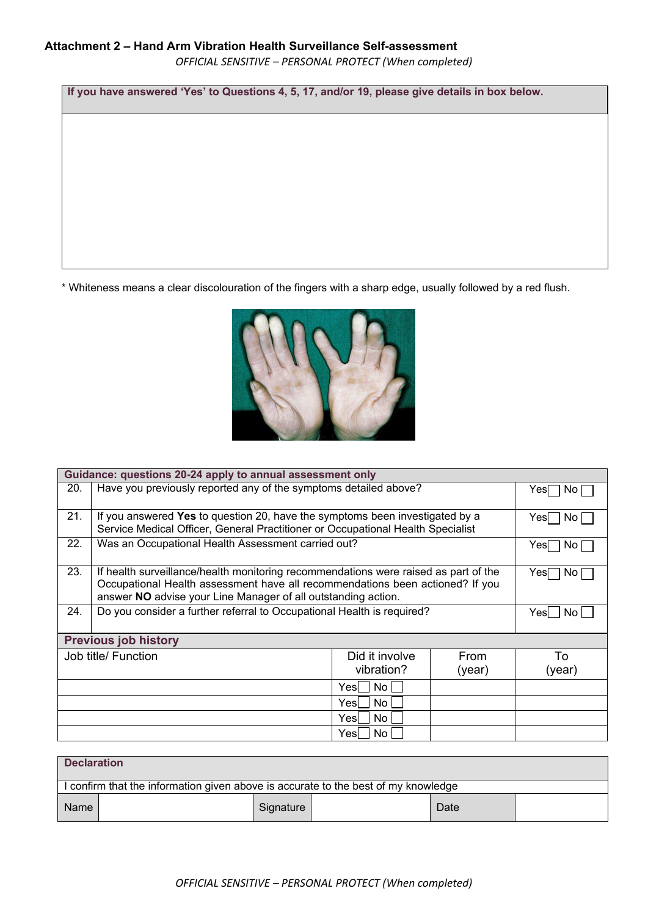**Attachment 2 – Hand Arm Vibration Health Surveillance Self-assessment**

*OFFICIAL SENSITIVE – PERSONAL PROTECT (When completed)*

| If you have answered 'Yes' to Questions 4, 5, 17, and/or 19, please give details in box below. |
| --- |
| |

* Whiteness means a clear discolouration of the fingers with a sharp edge, usually followed by a red flush.

| Guidance: questions 20-24 apply to annual assessment only | | |
| --- | --- | --- |
| 20. | Have you previously reported any of the symptoms detailed above? | Yes ☐ No ☐ |
| 21. | If you answered **Yes** to question 20, have the symptoms been investigated by a Service Medical Officer, General Practitioner or Occupational Health Specialist | Yes ☐ No ☐ |
| 22. | Was an Occupational Health Assessment carried out? | Yes ☐ No ☐ |
| 23. | If health surveillance/health monitoring recommendations were raised as part of the Occupational Health assessment have all recommendations been actioned? If you answer **NO** advise your Line Manager of all outstanding action. | Yes ☐ No ☐ |
| 24. | Do you consider a further referral to Occupational Health is required? | Yes ☐ No ☐ |

**Previous job history**

| Job title/ Function | Did it involve vibration? | From (year) | To (year) |
| --- | --- | --- | --- |
| | Yes ☐ No ☐ | | |
| | Yes ☐ No ☐ | | |
| | Yes ☐ No ☐ | | |
| | Yes ☐ No ☐ | | |

**Declaration**

I confirm that the information given above is accurate to the best of my knowledge

| Name | | Signature | | Date | |
| --- | --- | --- | --- | --- | --- |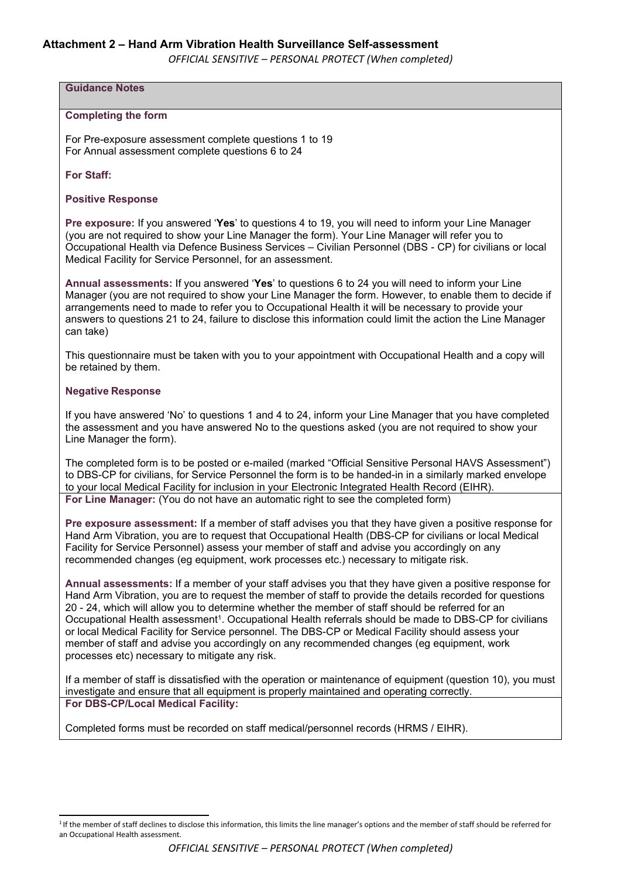## Attachment 2 – Hand Arm Vibration Health Surveillance Self-assessment

*OFFICIAL SENSITIVE – PERSONAL PROTECT (When completed)*

### Guidance Notes

**Completing the form**

For Pre-exposure assessment complete questions 1 to 19
For Annual assessment complete questions 6 to 24

**For Staff:**

**Positive Response**

**Pre exposure:** If you answered '**Yes**' to questions 4 to 19, you will need to inform your Line Manager (you are not required to show your Line Manager the form). Your Line Manager will refer you to Occupational Health via Defence Business Services – Civilian Personnel (DBS - CP) for civilians or local Medical Facility for Service Personnel, for an assessment.

**Annual assessments:** If you answered '**Yes**' to questions 6 to 24 you will need to inform your Line Manager (you are not required to show your Line Manager the form. However, to enable them to decide if arrangements need to made to refer you to Occupational Health it will be necessary to provide your answers to questions 21 to 24, failure to disclose this information could limit the action the Line Manager can take)

This questionnaire must be taken with you to your appointment with Occupational Health and a copy will be retained by them.

**Negative Response**

If you have answered 'No' to questions 1 and 4 to 24, inform your Line Manager that you have completed the assessment and you have answered No to the questions asked (you are not required to show your Line Manager the form).

The completed form is to be posted or e-mailed (marked "Official Sensitive Personal HAVS Assessment") to DBS-CP for civilians, for Service Personnel the form is to be handed-in in a similarly marked envelope to your local Medical Facility for inclusion in your Electronic Integrated Health Record (EIHR).

**For Line Manager:** (You do not have an automatic right to see the completed form)

**Pre exposure assessment:** If a member of staff advises you that they have given a positive response for Hand Arm Vibration, you are to request that Occupational Health (DBS-CP for civilians or local Medical Facility for Service Personnel) assess your member of staff and advise you accordingly on any recommended changes (eg equipment, work processes etc.) necessary to mitigate risk.

**Annual assessments:** If a member of your staff advises you that they have given a positive response for Hand Arm Vibration, you are to request the member of staff to provide the details recorded for questions 20 - 24, which will allow you to determine whether the member of staff should be referred for an Occupational Health assessment[1]. Occupational Health referrals should be made to DBS-CP for civilians or local Medical Facility for Service personnel. The DBS-CP or Medical Facility should assess your member of staff and advise you accordingly on any recommended changes (eg equipment, work processes etc) necessary to mitigate any risk.

If a member of staff is dissatisfied with the operation or maintenance of equipment (question 10), you must investigate and ensure that all equipment is properly maintained and operating correctly.

**For DBS-CP/Local Medical Facility:**

Completed forms must be recorded on staff medical/personnel records (HRMS / EIHR).

[1] If the member of staff declines to disclose this information, this limits the line manager's options and the member of staff should be referred for an Occupational Health assessment.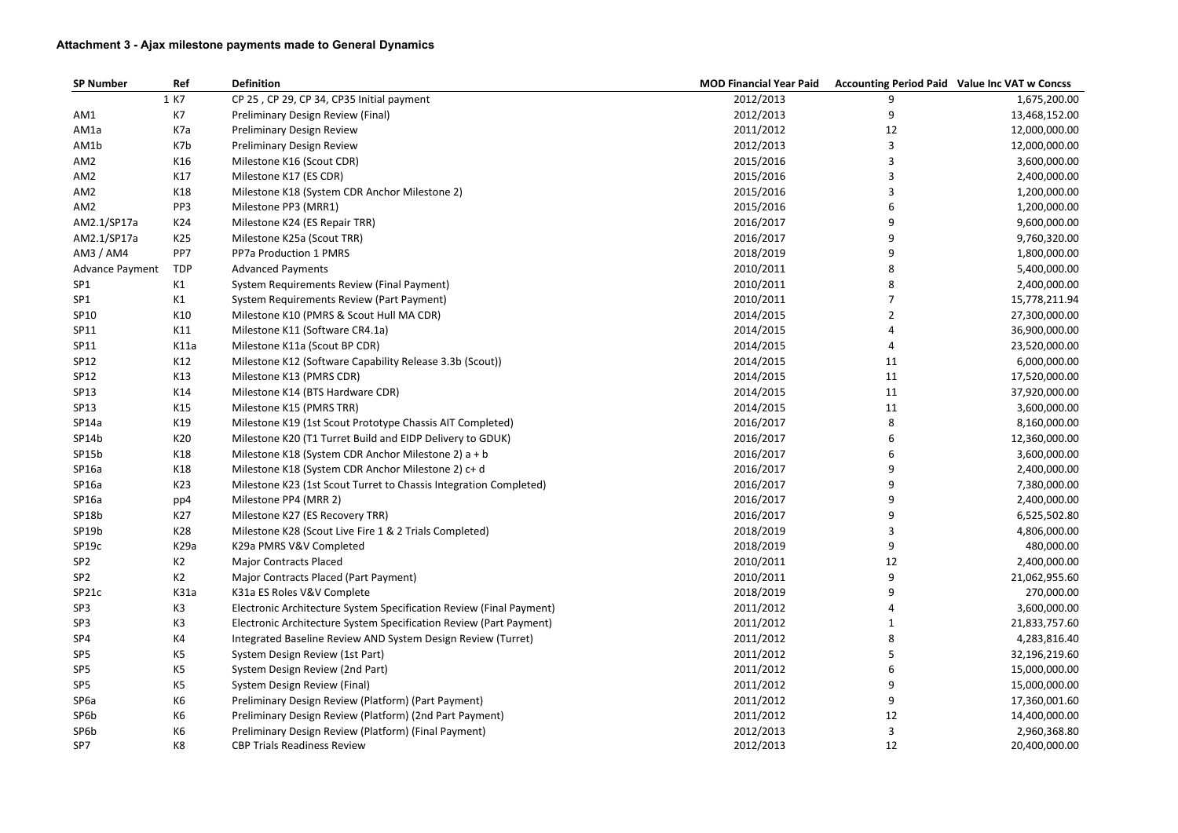**Attachment 3 - Ajax milestone payments made to General Dynamics**

| SP Number | Ref | Definition | MOD Financial Year Paid | Accounting Period Paid | Value Inc VAT w Concss |
|---|---|---|---|---|---|
| 1 | K7 | CP 25 , CP 29, CP 34, CP35 Initial payment | 2012/2013 | 9 | 1,675,200.00 |
| AM1 | K7 | Preliminary Design Review (Final) | 2012/2013 | 9 | 13,468,152.00 |
| AM1a | K7a | Preliminary Design Review | 2011/2012 | 12 | 12,000,000.00 |
| AM1b | K7b | Preliminary Design Review | 2012/2013 | 3 | 12,000,000.00 |
| AM2 | K16 | Milestone K16 (Scout CDR) | 2015/2016 | 3 | 3,600,000.00 |
| AM2 | K17 | Milestone K17 (ES CDR) | 2015/2016 | 3 | 2,400,000.00 |
| AM2 | K18 | Milestone K18 (System CDR Anchor Milestone 2) | 2015/2016 | 3 | 1,200,000.00 |
| AM2 | PP3 | Milestone PP3 (MRR1) | 2015/2016 | 6 | 1,200,000.00 |
| AM2.1/SP17a | K24 | Milestone K24 (ES Repair TRR) | 2016/2017 | 9 | 9,600,000.00 |
| AM2.1/SP17a | K25 | Milestone K25a (Scout TRR) | 2016/2017 | 9 | 9,760,320.00 |
| AM3 / AM4 | PP7 | PP7a Production 1 PMRS | 2018/2019 | 9 | 1,800,000.00 |
| Advance Payment | TDP | Advanced Payments | 2010/2011 | 8 | 5,400,000.00 |
| SP1 | K1 | System Requirements Review (Final Payment) | 2010/2011 | 8 | 2,400,000.00 |
| SP1 | K1 | System Requirements Review (Part Payment) | 2010/2011 | 7 | 15,778,211.94 |
| SP10 | K10 | Milestone K10 (PMRS & Scout Hull MA CDR) | 2014/2015 | 2 | 27,300,000.00 |
| SP11 | K11 | Milestone K11 (Software CR4.1a) | 2014/2015 | 4 | 36,900,000.00 |
| SP11 | K11a | Milestone K11a (Scout BP CDR) | 2014/2015 | 4 | 23,520,000.00 |
| SP12 | K12 | Milestone K12 (Software Capability Release 3.3b (Scout)) | 2014/2015 | 11 | 6,000,000.00 |
| SP12 | K13 | Milestone K13 (PMRS CDR) | 2014/2015 | 11 | 17,520,000.00 |
| SP13 | K14 | Milestone K14 (BTS Hardware CDR) | 2014/2015 | 11 | 37,920,000.00 |
| SP13 | K15 | Milestone K15 (PMRS TRR) | 2014/2015 | 11 | 3,600,000.00 |
| SP14a | K19 | Milestone K19 (1st Scout Prototype Chassis AIT Completed) | 2016/2017 | 8 | 8,160,000.00 |
| SP14b | K20 | Milestone K20 (T1 Turret Build and EIDP Delivery to GDUK) | 2016/2017 | 6 | 12,360,000.00 |
| SP15b | K18 | Milestone K18 (System CDR Anchor Milestone 2) a + b | 2016/2017 | 6 | 3,600,000.00 |
| SP16a | K18 | Milestone K18 (System CDR Anchor Milestone 2) c+ d | 2016/2017 | 9 | 2,400,000.00 |
| SP16a | K23 | Milestone K23 (1st Scout Turret to Chassis Integration Completed) | 2016/2017 | 9 | 7,380,000.00 |
| SP16a | pp4 | Milestone PP4 (MRR 2) | 2016/2017 | 9 | 2,400,000.00 |
| SP18b | K27 | Milestone K27 (ES Recovery TRR) | 2016/2017 | 9 | 6,525,502.80 |
| SP19b | K28 | Milestone K28 (Scout Live Fire 1 & 2 Trials Completed) | 2018/2019 | 3 | 4,806,000.00 |
| SP19c | K29a | K29a PMRS V&V Completed | 2018/2019 | 9 | 480,000.00 |
| SP2 | K2 | Major Contracts Placed | 2010/2011 | 12 | 2,400,000.00 |
| SP2 | K2 | Major Contracts Placed (Part Payment) | 2010/2011 | 9 | 21,062,955.60 |
| SP21c | K31a | K31a ES Roles V&V Complete | 2018/2019 | 9 | 270,000.00 |
| SP3 | K3 | Electronic Architecture System Specification Review (Final Payment) | 2011/2012 | 4 | 3,600,000.00 |
| SP3 | K3 | Electronic Architecture System Specification Review (Part Payment) | 2011/2012 | 1 | 21,833,757.60 |
| SP4 | K4 | Integrated Baseline Review AND System Design Review (Turret) | 2011/2012 | 8 | 4,283,816.40 |
| SP5 | K5 | System Design Review (1st Part) | 2011/2012 | 5 | 32,196,219.60 |
| SP5 | K5 | System Design Review (2nd Part) | 2011/2012 | 6 | 15,000,000.00 |
| SP5 | K5 | System Design Review (Final) | 2011/2012 | 9 | 15,000,000.00 |
| SP6a | K6 | Preliminary Design Review (Platform) (Part Payment) | 2011/2012 | 9 | 17,360,001.60 |
| SP6b | K6 | Preliminary Design Review (Platform) (2nd Part Payment) | 2011/2012 | 12 | 14,400,000.00 |
| SP6b | K6 | Preliminary Design Review (Platform) (Final Payment) | 2012/2013 | 3 | 2,960,368.80 |
| SP7 | K8 | CBP Trials Readiness Review | 2012/2013 | 12 | 20,400,000.00 |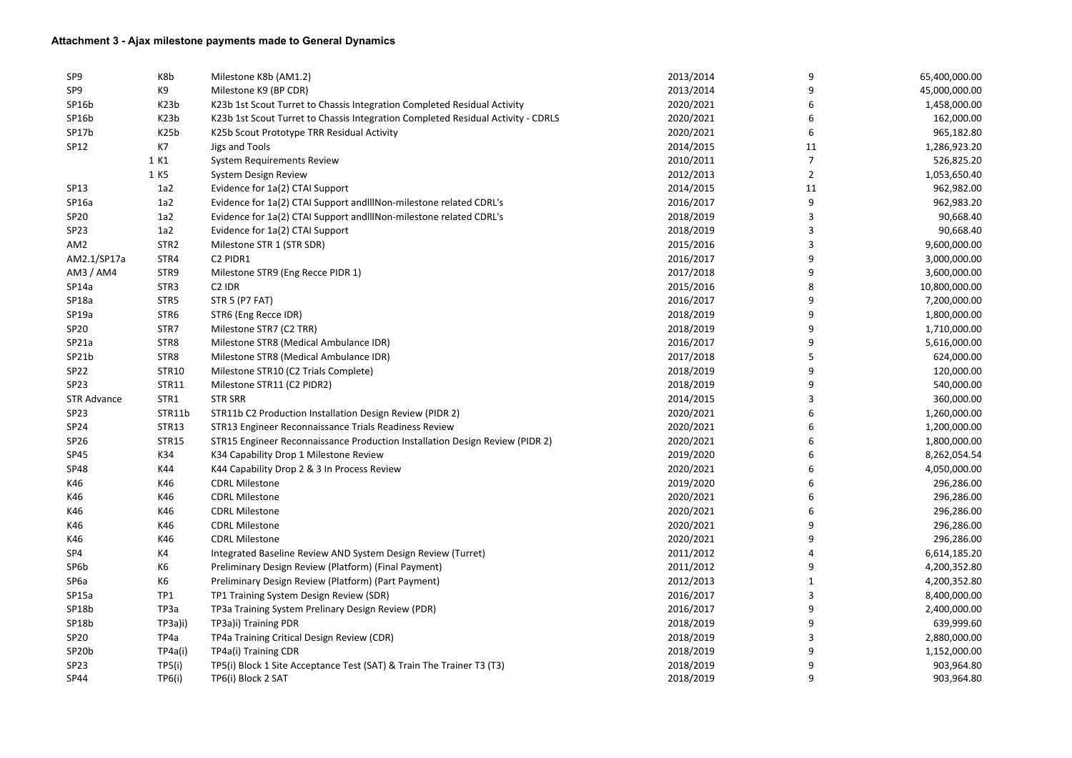**Attachment 3 - Ajax milestone payments made to General Dynamics**

| | | | | | |
|---|---|---|---|---|---|
| SP9 | K8b | Milestone K8b (AM1.2) | 2013/2014 | 9 | 65,400,000.00 |
| SP9 | K9 | Milestone K9 (BP CDR) | 2013/2014 | 9 | 45,000,000.00 |
| SP16b | K23b | K23b 1st Scout Turret to Chassis Integration Completed Residual Activity | 2020/2021 | 6 | 1,458,000.00 |
| SP16b | K23b | K23b 1st Scout Turret to Chassis Integration Completed Residual Activity - CDRLS | 2020/2021 | 6 | 162,000.00 |
| SP17b | K25b | K25b Scout Prototype TRR Residual Activity | 2020/2021 | 6 | 965,182.80 |
| SP12 | K7 | Jigs and Tools | 2014/2015 | 11 | 1,286,923.20 |
| | 1 K1 | System Requirements Review | 2010/2011 | 7 | 526,825.20 |
| | 1 K5 | System Design Review | 2012/2013 | 2 | 1,053,650.40 |
| SP13 | 1a2 | Evidence for 1a(2) CTAI Support | 2014/2015 | 11 | 962,982.00 |
| SP16a | 1a2 | Evidence for 1a(2) CTAI Support andlllNon-milestone related CDRL's | 2016/2017 | 9 | 962,983.20 |
| SP20 | 1a2 | Evidence for 1a(2) CTAI Support andlllNon-milestone related CDRL's | 2018/2019 | 3 | 90,668.40 |
| SP23 | 1a2 | Evidence for 1a(2) CTAI Support | 2018/2019 | 3 | 90,668.40 |
| AM2 | STR2 | Milestone STR 1 (STR SDR) | 2015/2016 | 3 | 9,600,000.00 |
| AM2.1/SP17a | STR4 | C2 PIDR1 | 2016/2017 | 9 | 3,000,000.00 |
| AM3 / AM4 | STR9 | Milestone STR9 (Eng Recce PIDR 1) | 2017/2018 | 9 | 3,600,000.00 |
| SP14a | STR3 | C2 IDR | 2015/2016 | 8 | 10,800,000.00 |
| SP18a | STR5 | STR 5 (P7 FAT) | 2016/2017 | 9 | 7,200,000.00 |
| SP19a | STR6 | STR6 (Eng Recce IDR) | 2018/2019 | 9 | 1,800,000.00 |
| SP20 | STR7 | Milestone STR7 (C2 TRR) | 2018/2019 | 9 | 1,710,000.00 |
| SP21a | STR8 | Milestone STR8 (Medical Ambulance IDR) | 2016/2017 | 9 | 5,616,000.00 |
| SP21b | STR8 | Milestone STR8 (Medical Ambulance IDR) | 2017/2018 | 5 | 624,000.00 |
| SP22 | STR10 | Milestone STR10 (C2 Trials Complete) | 2018/2019 | 9 | 120,000.00 |
| SP23 | STR11 | Milestone STR11 (C2 PIDR2) | 2018/2019 | 9 | 540,000.00 |
| STR Advance | STR1 | STR SRR | 2014/2015 | 3 | 360,000.00 |
| SP23 | STR11b | STR11b C2 Production Installation Design Review (PIDR 2) | 2020/2021 | 6 | 1,260,000.00 |
| SP24 | STR13 | STR13 Engineer Reconnaissance Trials Readiness Review | 2020/2021 | 6 | 1,200,000.00 |
| SP26 | STR15 | STR15 Engineer Reconnaissance Production Installation Design Review (PIDR 2) | 2020/2021 | 6 | 1,800,000.00 |
| SP45 | K34 | K34 Capability Drop 1 Milestone Review | 2019/2020 | 6 | 8,262,054.54 |
| SP48 | K44 | K44 Capability Drop 2 & 3 In Process Review | 2020/2021 | 6 | 4,050,000.00 |
| K46 | K46 | CDRL Milestone | 2019/2020 | 6 | 296,286.00 |
| K46 | K46 | CDRL Milestone | 2020/2021 | 6 | 296,286.00 |
| K46 | K46 | CDRL Milestone | 2020/2021 | 6 | 296,286.00 |
| K46 | K46 | CDRL Milestone | 2020/2021 | 9 | 296,286.00 |
| K46 | K46 | CDRL Milestone | 2020/2021 | 9 | 296,286.00 |
| SP4 | K4 | Integrated Baseline Review AND System Design Review (Turret) | 2011/2012 | 4 | 6,614,185.20 |
| SP6b | K6 | Preliminary Design Review (Platform) (Final Payment) | 2011/2012 | 9 | 4,200,352.80 |
| SP6a | K6 | Preliminary Design Review (Platform) (Part Payment) | 2012/2013 | 1 | 4,200,352.80 |
| SP15a | TP1 | TP1 Training System Design Review (SDR) | 2016/2017 | 3 | 8,400,000.00 |
| SP18b | TP3a | TP3a Training System Prelinary Design Review (PDR) | 2016/2017 | 9 | 2,400,000.00 |
| SP18b | TP3a)i) | TP3a)i) Training PDR | 2018/2019 | 9 | 639,999.60 |
| SP20 | TP4a | TP4a Training Critical Design Review (CDR) | 2018/2019 | 3 | 2,880,000.00 |
| SP20b | TP4a(i) | TP4a(i) Training CDR | 2018/2019 | 9 | 1,152,000.00 |
| SP23 | TP5(i) | TP5(i) Block 1 Site Acceptance Test (SAT) & Train The Trainer T3 (T3) | 2018/2019 | 9 | 903,964.80 |
| SP44 | TP6(i) | TP6(i) Block 2 SAT | 2018/2019 | 9 | 903,964.80 |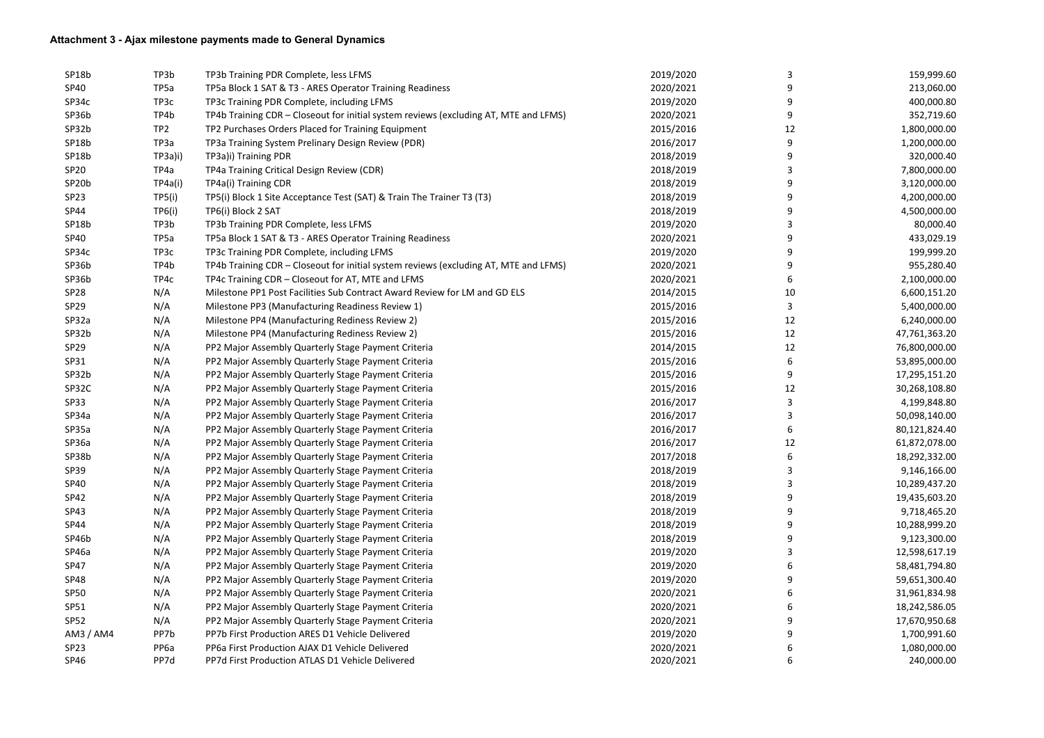### Attachment 3 - Ajax milestone payments made to General Dynamics

| | | | | | |
|---|---|---|---|---|---|
| SP18b | TP3b | TP3b Training PDR Complete, less LFMS | 2019/2020 | 3 | 159,999.60 |
| SP40 | TP5a | TP5a Block 1 SAT & T3 - ARES Operator Training Readiness | 2020/2021 | 9 | 213,060.00 |
| SP34c | TP3c | TP3c Training PDR Complete, including LFMS | 2019/2020 | 9 | 400,000.80 |
| SP36b | TP4b | TP4b Training CDR – Closeout for initial system reviews (excluding AT, MTE and LFMS) | 2020/2021 | 9 | 352,719.60 |
| SP32b | TP2 | TP2 Purchases Orders Placed for Training Equipment | 2015/2016 | 12 | 1,800,000.00 |
| SP18b | TP3a | TP3a Training System Prelinary Design Review (PDR) | 2016/2017 | 9 | 1,200,000.00 |
| SP18b | TP3a)i) | TP3a)i) Training PDR | 2018/2019 | 9 | 320,000.40 |
| SP20 | TP4a | TP4a Training Critical Design Review (CDR) | 2018/2019 | 3 | 7,800,000.00 |
| SP20b | TP4a(i) | TP4a(i) Training CDR | 2018/2019 | 9 | 3,120,000.00 |
| SP23 | TP5(i) | TP5(i) Block 1 Site Acceptance Test (SAT) & Train The Trainer T3 (T3) | 2018/2019 | 9 | 4,200,000.00 |
| SP44 | TP6(i) | TP6(i) Block 2 SAT | 2018/2019 | 9 | 4,500,000.00 |
| SP18b | TP3b | TP3b Training PDR Complete, less LFMS | 2019/2020 | 3 | 80,000.40 |
| SP40 | TP5a | TP5a Block 1 SAT & T3 - ARES Operator Training Readiness | 2020/2021 | 9 | 433,029.19 |
| SP34c | TP3c | TP3c Training PDR Complete, including LFMS | 2019/2020 | 9 | 199,999.20 |
| SP36b | TP4b | TP4b Training CDR – Closeout for initial system reviews (excluding AT, MTE and LFMS) | 2020/2021 | 9 | 955,280.40 |
| SP36b | TP4c | TP4c Training CDR – Closeout for AT, MTE and LFMS | 2020/2021 | 6 | 2,100,000.00 |
| SP28 | N/A | Milestone PP1 Post Facilities Sub Contract Award Review for LM and GD ELS | 2014/2015 | 10 | 6,600,151.20 |
| SP29 | N/A | Milestone PP3 (Manufacturing Readiness Review 1) | 2015/2016 | 3 | 5,400,000.00 |
| SP32a | N/A | Milestone PP4 (Manufacturing Rediness Review 2) | 2015/2016 | 12 | 6,240,000.00 |
| SP32b | N/A | Milestone PP4 (Manufacturing Rediness Review 2) | 2015/2016 | 12 | 47,761,363.20 |
| SP29 | N/A | PP2 Major Assembly Quarterly Stage Payment Criteria | 2014/2015 | 12 | 76,800,000.00 |
| SP31 | N/A | PP2 Major Assembly Quarterly Stage Payment Criteria | 2015/2016 | 6 | 53,895,000.00 |
| SP32b | N/A | PP2 Major Assembly Quarterly Stage Payment Criteria | 2015/2016 | 9 | 17,295,151.20 |
| SP32C | N/A | PP2 Major Assembly Quarterly Stage Payment Criteria | 2015/2016 | 12 | 30,268,108.80 |
| SP33 | N/A | PP2 Major Assembly Quarterly Stage Payment Criteria | 2016/2017 | 3 | 4,199,848.80 |
| SP34a | N/A | PP2 Major Assembly Quarterly Stage Payment Criteria | 2016/2017 | 3 | 50,098,140.00 |
| SP35a | N/A | PP2 Major Assembly Quarterly Stage Payment Criteria | 2016/2017 | 6 | 80,121,824.40 |
| SP36a | N/A | PP2 Major Assembly Quarterly Stage Payment Criteria | 2016/2017 | 12 | 61,872,078.00 |
| SP38b | N/A | PP2 Major Assembly Quarterly Stage Payment Criteria | 2017/2018 | 6 | 18,292,332.00 |
| SP39 | N/A | PP2 Major Assembly Quarterly Stage Payment Criteria | 2018/2019 | 3 | 9,146,166.00 |
| SP40 | N/A | PP2 Major Assembly Quarterly Stage Payment Criteria | 2018/2019 | 3 | 10,289,437.20 |
| SP42 | N/A | PP2 Major Assembly Quarterly Stage Payment Criteria | 2018/2019 | 9 | 19,435,603.20 |
| SP43 | N/A | PP2 Major Assembly Quarterly Stage Payment Criteria | 2018/2019 | 9 | 9,718,465.20 |
| SP44 | N/A | PP2 Major Assembly Quarterly Stage Payment Criteria | 2018/2019 | 9 | 10,288,999.20 |
| SP46b | N/A | PP2 Major Assembly Quarterly Stage Payment Criteria | 2018/2019 | 9 | 9,123,300.00 |
| SP46a | N/A | PP2 Major Assembly Quarterly Stage Payment Criteria | 2019/2020 | 3 | 12,598,617.19 |
| SP47 | N/A | PP2 Major Assembly Quarterly Stage Payment Criteria | 2019/2020 | 6 | 58,481,794.80 |
| SP48 | N/A | PP2 Major Assembly Quarterly Stage Payment Criteria | 2019/2020 | 9 | 59,651,300.40 |
| SP50 | N/A | PP2 Major Assembly Quarterly Stage Payment Criteria | 2020/2021 | 6 | 31,961,834.98 |
| SP51 | N/A | PP2 Major Assembly Quarterly Stage Payment Criteria | 2020/2021 | 6 | 18,242,586.05 |
| SP52 | N/A | PP2 Major Assembly Quarterly Stage Payment Criteria | 2020/2021 | 9 | 17,670,950.68 |
| AM3 / AM4 | PP7b | PP7b First Production ARES D1 Vehicle Delivered | 2019/2020 | 9 | 1,700,991.60 |
| SP23 | PP6a | PP6a First Production AJAX D1 Vehicle Delivered | 2020/2021 | 6 | 1,080,000.00 |
| SP46 | PP7d | PP7d First Production ATLAS D1 Vehicle Delivered | 2020/2021 | 6 | 240,000.00 |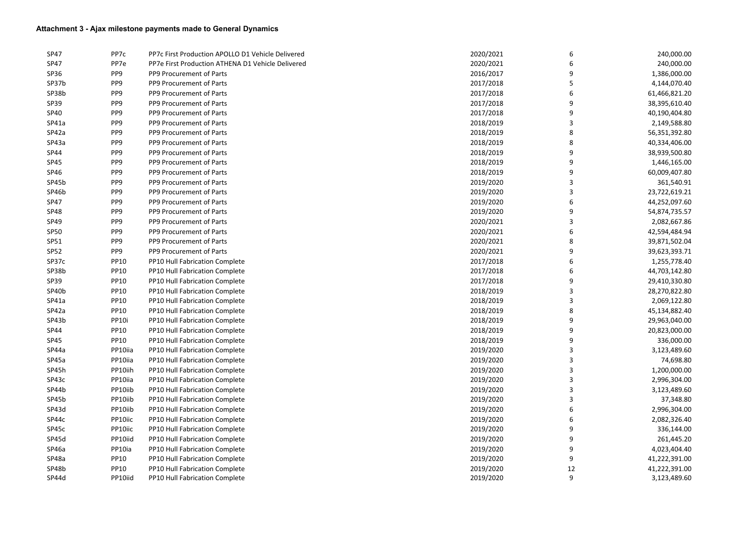**Attachment 3 - Ajax milestone payments made to General Dynamics**

| | | | | | |
|---|---|---|---|---|---|
| SP47 | PP7c | PP7c First Production APOLLO D1 Vehicle Delivered | 2020/2021 | 6 | 240,000.00 |
| SP47 | PP7e | PP7e First Production ATHENA D1 Vehicle Delivered | 2020/2021 | 6 | 240,000.00 |
| SP36 | PP9 | PP9 Procurement of Parts | 2016/2017 | 9 | 1,386,000.00 |
| SP37b | PP9 | PP9 Procurement of Parts | 2017/2018 | 5 | 4,144,070.40 |
| SP38b | PP9 | PP9 Procurement of Parts | 2017/2018 | 6 | 61,466,821.20 |
| SP39 | PP9 | PP9 Procurement of Parts | 2017/2018 | 9 | 38,395,610.40 |
| SP40 | PP9 | PP9 Procurement of Parts | 2017/2018 | 9 | 40,190,404.80 |
| SP41a | PP9 | PP9 Procurement of Parts | 2018/2019 | 3 | 2,149,588.80 |
| SP42a | PP9 | PP9 Procurement of Parts | 2018/2019 | 8 | 56,351,392.80 |
| SP43a | PP9 | PP9 Procurement of Parts | 2018/2019 | 8 | 40,334,406.00 |
| SP44 | PP9 | PP9 Procurement of Parts | 2018/2019 | 9 | 38,939,500.80 |
| SP45 | PP9 | PP9 Procurement of Parts | 2018/2019 | 9 | 1,446,165.00 |
| SP46 | PP9 | PP9 Procurement of Parts | 2018/2019 | 9 | 60,009,407.80 |
| SP45b | PP9 | PP9 Procurement of Parts | 2019/2020 | 3 | 361,540.91 |
| SP46b | PP9 | PP9 Procurement of Parts | 2019/2020 | 3 | 23,722,619.21 |
| SP47 | PP9 | PP9 Procurement of Parts | 2019/2020 | 6 | 44,252,097.60 |
| SP48 | PP9 | PP9 Procurement of Parts | 2019/2020 | 9 | 54,874,735.57 |
| SP49 | PP9 | PP9 Procurement of Parts | 2020/2021 | 3 | 2,082,667.86 |
| SP50 | PP9 | PP9 Procurement of Parts | 2020/2021 | 6 | 42,594,484.94 |
| SP51 | PP9 | PP9 Procurement of Parts | 2020/2021 | 8 | 39,871,502.04 |
| SP52 | PP9 | PP9 Procurement of Parts | 2020/2021 | 9 | 39,623,393.71 |
| SP37c | PP10 | PP10 Hull Fabrication Complete | 2017/2018 | 6 | 1,255,778.40 |
| SP38b | PP10 | PP10 Hull Fabrication Complete | 2017/2018 | 6 | 44,703,142.80 |
| SP39 | PP10 | PP10 Hull Fabrication Complete | 2017/2018 | 9 | 29,410,330.80 |
| SP40b | PP10 | PP10 Hull Fabrication Complete | 2018/2019 | 3 | 28,270,822.80 |
| SP41a | PP10 | PP10 Hull Fabrication Complete | 2018/2019 | 3 | 2,069,122.80 |
| SP42a | PP10 | PP10 Hull Fabrication Complete | 2018/2019 | 8 | 45,134,882.40 |
| SP43b | PP10i | PP10 Hull Fabrication Complete | 2018/2019 | 9 | 29,963,040.00 |
| SP44 | PP10 | PP10 Hull Fabrication Complete | 2018/2019 | 9 | 20,823,000.00 |
| SP45 | PP10 | PP10 Hull Fabrication Complete | 2018/2019 | 9 | 336,000.00 |
| SP44a | PP10iia | PP10 Hull Fabrication Complete | 2019/2020 | 3 | 3,123,489.60 |
| SP45a | PP10iia | PP10 Hull Fabrication Complete | 2019/2020 | 3 | 74,698.80 |
| SP45h | PP10iih | PP10 Hull Fabrication Complete | 2019/2020 | 3 | 1,200,000.00 |
| SP43c | PP10iia | PP10 Hull Fabrication Complete | 2019/2020 | 3 | 2,996,304.00 |
| SP44b | PP10iib | PP10 Hull Fabrication Complete | 2019/2020 | 3 | 3,123,489.60 |
| SP45b | PP10iib | PP10 Hull Fabrication Complete | 2019/2020 | 3 | 37,348.80 |
| SP43d | PP10iib | PP10 Hull Fabrication Complete | 2019/2020 | 6 | 2,996,304.00 |
| SP44c | PP10iic | PP10 Hull Fabrication Complete | 2019/2020 | 6 | 2,082,326.40 |
| SP45c | PP10iic | PP10 Hull Fabrication Complete | 2019/2020 | 9 | 336,144.00 |
| SP45d | PP10iid | PP10 Hull Fabrication Complete | 2019/2020 | 9 | 261,445.20 |
| SP46a | PP10ia | PP10 Hull Fabrication Complete | 2019/2020 | 9 | 4,023,404.40 |
| SP48a | PP10 | PP10 Hull Fabrication Complete | 2019/2020 | 9 | 41,222,391.00 |
| SP48b | PP10 | PP10 Hull Fabrication Complete | 2019/2020 | 12 | 41,222,391.00 |
| SP44d | PP10iid | PP10 Hull Fabrication Complete | 2019/2020 | 9 | 3,123,489.60 |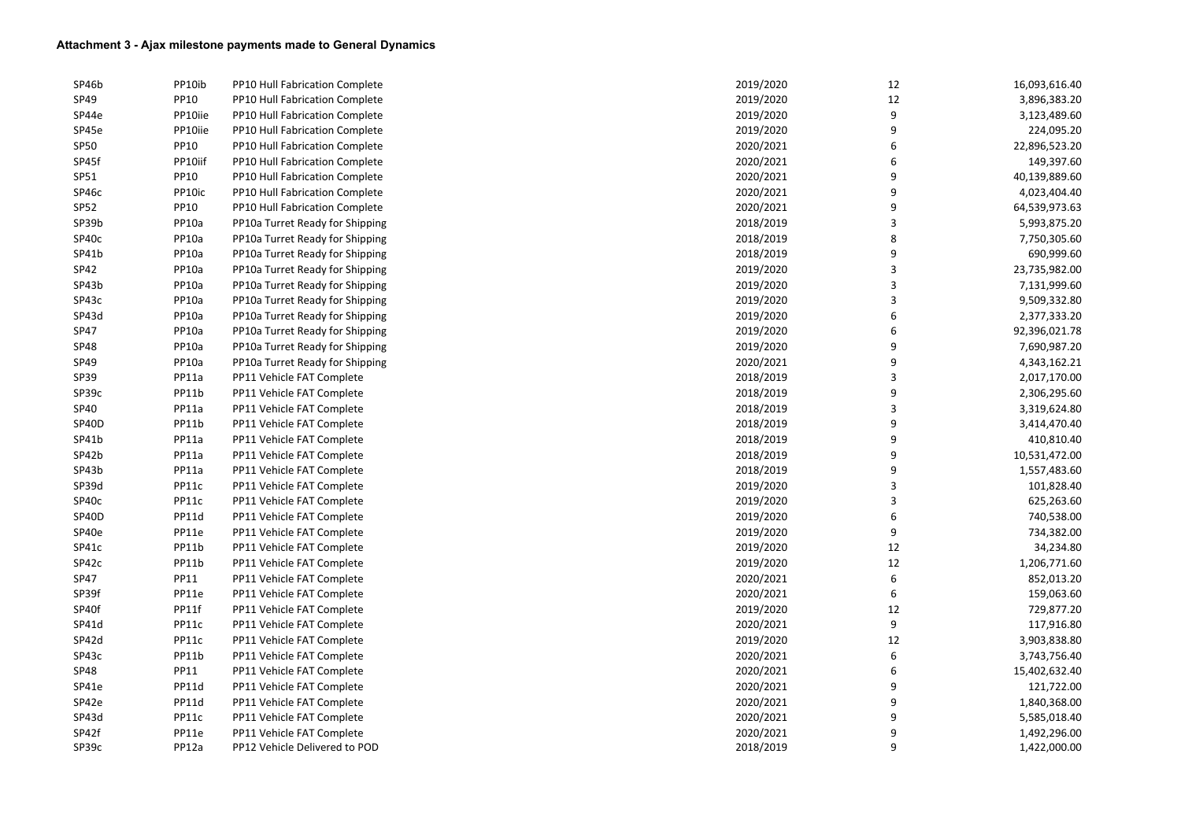### Attachment 3 - Ajax milestone payments made to General Dynamics

| | | | | | |
|---|---|---|---|---|---|
| SP46b | PP10ib | PP10 Hull Fabrication Complete | 2019/2020 | 12 | 16,093,616.40 |
| SP49 | PP10 | PP10 Hull Fabrication Complete | 2019/2020 | 12 | 3,896,383.20 |
| SP44e | PP10iie | PP10 Hull Fabrication Complete | 2019/2020 | 9 | 3,123,489.60 |
| SP45e | PP10iie | PP10 Hull Fabrication Complete | 2019/2020 | 9 | 224,095.20 |
| SP50 | PP10 | PP10 Hull Fabrication Complete | 2020/2021 | 6 | 22,896,523.20 |
| SP45f | PP10iif | PP10 Hull Fabrication Complete | 2020/2021 | 6 | 149,397.60 |
| SP51 | PP10 | PP10 Hull Fabrication Complete | 2020/2021 | 9 | 40,139,889.60 |
| SP46c | PP10ic | PP10 Hull Fabrication Complete | 2020/2021 | 9 | 4,023,404.40 |
| SP52 | PP10 | PP10 Hull Fabrication Complete | 2020/2021 | 9 | 64,539,973.63 |
| SP39b | PP10a | PP10a Turret Ready for Shipping | 2018/2019 | 3 | 5,993,875.20 |
| SP40c | PP10a | PP10a Turret Ready for Shipping | 2018/2019 | 8 | 7,750,305.60 |
| SP41b | PP10a | PP10a Turret Ready for Shipping | 2018/2019 | 9 | 690,999.60 |
| SP42 | PP10a | PP10a Turret Ready for Shipping | 2019/2020 | 3 | 23,735,982.00 |
| SP43b | PP10a | PP10a Turret Ready for Shipping | 2019/2020 | 3 | 7,131,999.60 |
| SP43c | PP10a | PP10a Turret Ready for Shipping | 2019/2020 | 3 | 9,509,332.80 |
| SP43d | PP10a | PP10a Turret Ready for Shipping | 2019/2020 | 6 | 2,377,333.20 |
| SP47 | PP10a | PP10a Turret Ready for Shipping | 2019/2020 | 6 | 92,396,021.78 |
| SP48 | PP10a | PP10a Turret Ready for Shipping | 2019/2020 | 9 | 7,690,987.20 |
| SP49 | PP10a | PP10a Turret Ready for Shipping | 2020/2021 | 9 | 4,343,162.21 |
| SP39 | PP11a | PP11 Vehicle FAT Complete | 2018/2019 | 3 | 2,017,170.00 |
| SP39c | PP11b | PP11 Vehicle FAT Complete | 2018/2019 | 9 | 2,306,295.60 |
| SP40 | PP11a | PP11 Vehicle FAT Complete | 2018/2019 | 3 | 3,319,624.80 |
| SP40D | PP11b | PP11 Vehicle FAT Complete | 2018/2019 | 9 | 3,414,470.40 |
| SP41b | PP11a | PP11 Vehicle FAT Complete | 2018/2019 | 9 | 410,810.40 |
| SP42b | PP11a | PP11 Vehicle FAT Complete | 2018/2019 | 9 | 10,531,472.00 |
| SP43b | PP11a | PP11 Vehicle FAT Complete | 2018/2019 | 9 | 1,557,483.60 |
| SP39d | PP11c | PP11 Vehicle FAT Complete | 2019/2020 | 3 | 101,828.40 |
| SP40c | PP11c | PP11 Vehicle FAT Complete | 2019/2020 | 3 | 625,263.60 |
| SP40D | PP11d | PP11 Vehicle FAT Complete | 2019/2020 | 6 | 740,538.00 |
| SP40e | PP11e | PP11 Vehicle FAT Complete | 2019/2020 | 9 | 734,382.00 |
| SP41c | PP11b | PP11 Vehicle FAT Complete | 2019/2020 | 12 | 34,234.80 |
| SP42c | PP11b | PP11 Vehicle FAT Complete | 2019/2020 | 12 | 1,206,771.60 |
| SP47 | PP11 | PP11 Vehicle FAT Complete | 2020/2021 | 6 | 852,013.20 |
| SP39f | PP11e | PP11 Vehicle FAT Complete | 2020/2021 | 6 | 159,063.60 |
| SP40f | PP11f | PP11 Vehicle FAT Complete | 2019/2020 | 12 | 729,877.20 |
| SP41d | PP11c | PP11 Vehicle FAT Complete | 2020/2021 | 9 | 117,916.80 |
| SP42d | PP11c | PP11 Vehicle FAT Complete | 2019/2020 | 12 | 3,903,838.80 |
| SP43c | PP11b | PP11 Vehicle FAT Complete | 2020/2021 | 6 | 3,743,756.40 |
| SP48 | PP11 | PP11 Vehicle FAT Complete | 2020/2021 | 6 | 15,402,632.40 |
| SP41e | PP11d | PP11 Vehicle FAT Complete | 2020/2021 | 9 | 121,722.00 |
| SP42e | PP11d | PP11 Vehicle FAT Complete | 2020/2021 | 9 | 1,840,368.00 |
| SP43d | PP11c | PP11 Vehicle FAT Complete | 2020/2021 | 9 | 5,585,018.40 |
| SP42f | PP11e | PP11 Vehicle FAT Complete | 2020/2021 | 9 | 1,492,296.00 |
| SP39c | PP12a | PP12 Vehicle Delivered to POD | 2018/2019 | 9 | 1,422,000.00 |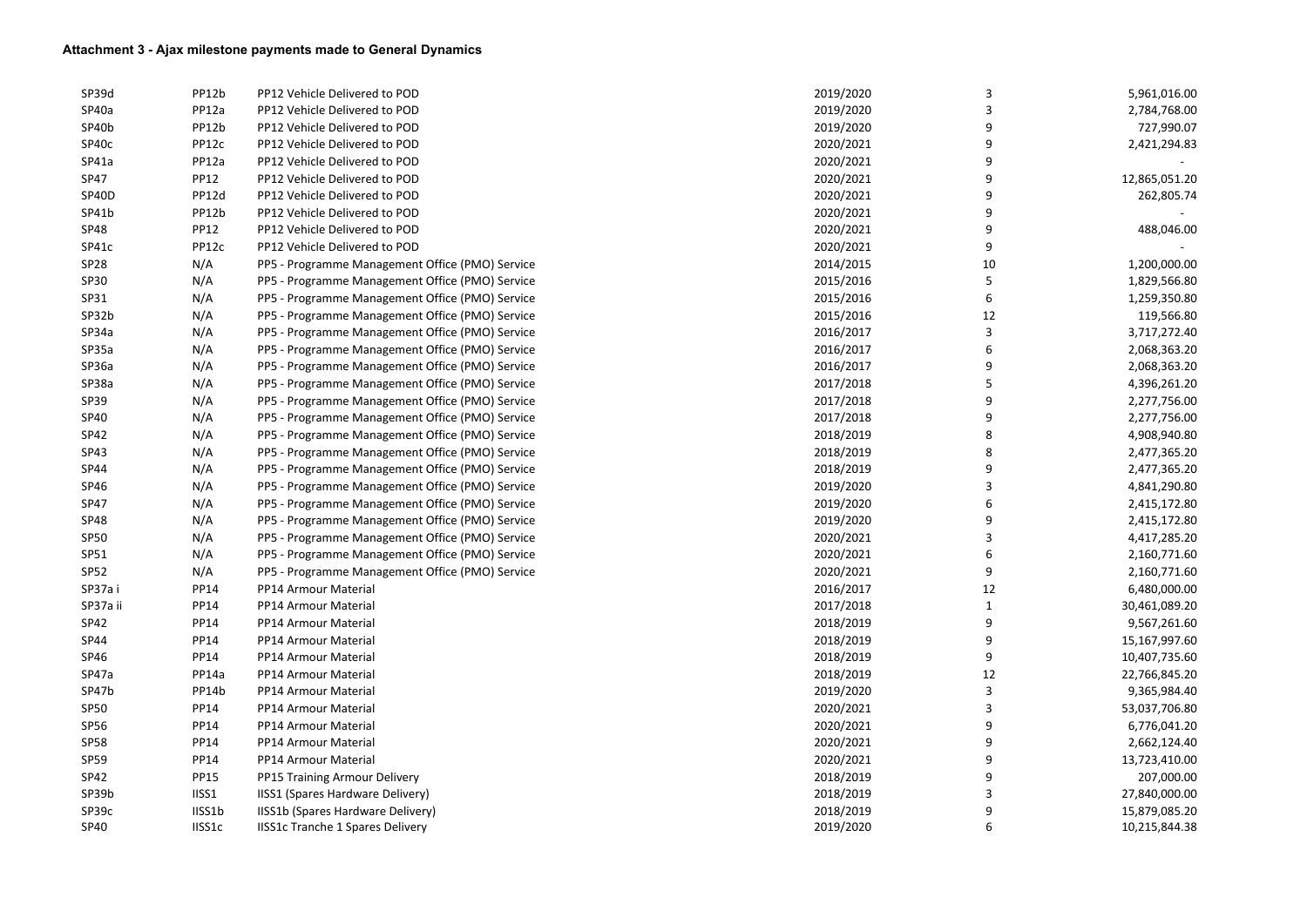**Attachment 3 - Ajax milestone payments made to General Dynamics**

| | | | | | |
|---|---|---|---|---|---|
| SP39d | PP12b | PP12 Vehicle Delivered to POD | 2019/2020 | 3 | 5,961,016.00 |
| SP40a | PP12a | PP12 Vehicle Delivered to POD | 2019/2020 | 3 | 2,784,768.00 |
| SP40b | PP12b | PP12 Vehicle Delivered to POD | 2019/2020 | 9 | 727,990.07 |
| SP40c | PP12c | PP12 Vehicle Delivered to POD | 2020/2021 | 9 | 2,421,294.83 |
| SP41a | PP12a | PP12 Vehicle Delivered to POD | 2020/2021 | 9 | - |
| SP47 | PP12 | PP12 Vehicle Delivered to POD | 2020/2021 | 9 | 12,865,051.20 |
| SP40D | PP12d | PP12 Vehicle Delivered to POD | 2020/2021 | 9 | 262,805.74 |
| SP41b | PP12b | PP12 Vehicle Delivered to POD | 2020/2021 | 9 | - |
| SP48 | PP12 | PP12 Vehicle Delivered to POD | 2020/2021 | 9 | 488,046.00 |
| SP41c | PP12c | PP12 Vehicle Delivered to POD | 2020/2021 | 9 | - |
| SP28 | N/A | PP5 - Programme Management Office (PMO) Service | 2014/2015 | 10 | 1,200,000.00 |
| SP30 | N/A | PP5 - Programme Management Office (PMO) Service | 2015/2016 | 5 | 1,829,566.80 |
| SP31 | N/A | PP5 - Programme Management Office (PMO) Service | 2015/2016 | 6 | 1,259,350.80 |
| SP32b | N/A | PP5 - Programme Management Office (PMO) Service | 2015/2016 | 12 | 119,566.80 |
| SP34a | N/A | PP5 - Programme Management Office (PMO) Service | 2016/2017 | 3 | 3,717,272.40 |
| SP35a | N/A | PP5 - Programme Management Office (PMO) Service | 2016/2017 | 6 | 2,068,363.20 |
| SP36a | N/A | PP5 - Programme Management Office (PMO) Service | 2016/2017 | 9 | 2,068,363.20 |
| SP38a | N/A | PP5 - Programme Management Office (PMO) Service | 2017/2018 | 5 | 4,396,261.20 |
| SP39 | N/A | PP5 - Programme Management Office (PMO) Service | 2017/2018 | 9 | 2,277,756.00 |
| SP40 | N/A | PP5 - Programme Management Office (PMO) Service | 2017/2018 | 9 | 2,277,756.00 |
| SP42 | N/A | PP5 - Programme Management Office (PMO) Service | 2018/2019 | 8 | 4,908,940.80 |
| SP43 | N/A | PP5 - Programme Management Office (PMO) Service | 2018/2019 | 8 | 2,477,365.20 |
| SP44 | N/A | PP5 - Programme Management Office (PMO) Service | 2018/2019 | 9 | 2,477,365.20 |
| SP46 | N/A | PP5 - Programme Management Office (PMO) Service | 2019/2020 | 3 | 4,841,290.80 |
| SP47 | N/A | PP5 - Programme Management Office (PMO) Service | 2019/2020 | 6 | 2,415,172.80 |
| SP48 | N/A | PP5 - Programme Management Office (PMO) Service | 2019/2020 | 9 | 2,415,172.80 |
| SP50 | N/A | PP5 - Programme Management Office (PMO) Service | 2020/2021 | 3 | 4,417,285.20 |
| SP51 | N/A | PP5 - Programme Management Office (PMO) Service | 2020/2021 | 6 | 2,160,771.60 |
| SP52 | N/A | PP5 - Programme Management Office (PMO) Service | 2020/2021 | 9 | 2,160,771.60 |
| SP37a i | PP14 | PP14 Armour Material | 2016/2017 | 12 | 6,480,000.00 |
| SP37a ii | PP14 | PP14 Armour Material | 2017/2018 | 1 | 30,461,089.20 |
| SP42 | PP14 | PP14 Armour Material | 2018/2019 | 9 | 9,567,261.60 |
| SP44 | PP14 | PP14 Armour Material | 2018/2019 | 9 | 15,167,997.60 |
| SP46 | PP14 | PP14 Armour Material | 2018/2019 | 9 | 10,407,735.60 |
| SP47a | PP14a | PP14 Armour Material | 2018/2019 | 12 | 22,766,845.20 |
| SP47b | PP14b | PP14 Armour Material | 2019/2020 | 3 | 9,365,984.40 |
| SP50 | PP14 | PP14 Armour Material | 2020/2021 | 3 | 53,037,706.80 |
| SP56 | PP14 | PP14 Armour Material | 2020/2021 | 9 | 6,776,041.20 |
| SP58 | PP14 | PP14 Armour Material | 2020/2021 | 9 | 2,662,124.40 |
| SP59 | PP14 | PP14 Armour Material | 2020/2021 | 9 | 13,723,410.00 |
| SP42 | PP15 | PP15 Training Armour Delivery | 2018/2019 | 9 | 207,000.00 |
| SP39b | IISS1 | IISS1 (Spares Hardware Delivery) | 2018/2019 | 3 | 27,840,000.00 |
| SP39c | IISS1b | IISS1b (Spares Hardware Delivery) | 2018/2019 | 9 | 15,879,085.20 |
| SP40 | IISS1c | IISS1c Tranche 1 Spares Delivery | 2019/2020 | 6 | 10,215,844.38 |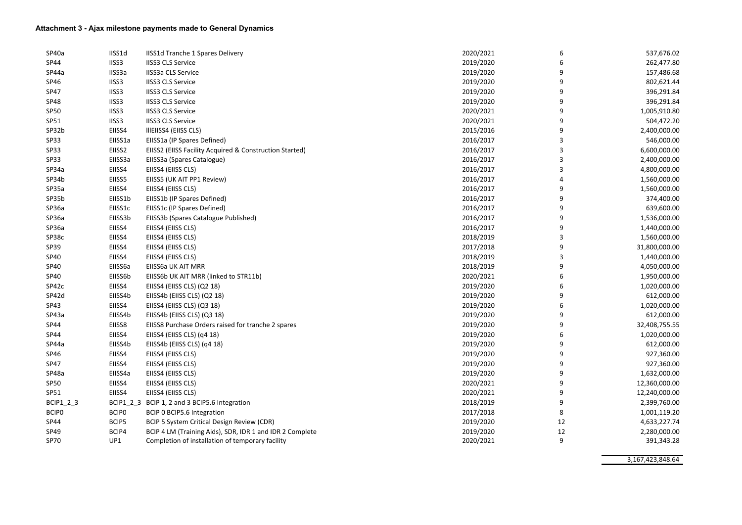### Attachment 3 - Ajax milestone payments made to General Dynamics

| | | | | | |
|---|---|---|---|---|---|
| SP40a | IISS1d | IISS1d Tranche 1 Spares Delivery | 2020/2021 | 6 | 537,676.02 |
| SP44 | IISS3 | IISS3 CLS Service | 2019/2020 | 6 | 262,477.80 |
| SP44a | IISS3a | IISS3a CLS Service | 2019/2020 | 9 | 157,486.68 |
| SP46 | IISS3 | IISS3 CLS Service | 2019/2020 | 9 | 802,621.44 |
| SP47 | IISS3 | IISS3 CLS Service | 2019/2020 | 9 | 396,291.84 |
| SP48 | IISS3 | IISS3 CLS Service | 2019/2020 | 9 | 396,291.84 |
| SP50 | IISS3 | IISS3 CLS Service | 2020/2021 | 9 | 1,005,910.80 |
| SP51 | IISS3 | IISS3 CLS Service | 2020/2021 | 9 | 504,472.20 |
| SP32b | EIISS4 | IIIEIISS4 (EIISS CLS) | 2015/2016 | 9 | 2,400,000.00 |
| SP33 | EIISS1a | EIISS1a (IP Spares Defined) | 2016/2017 | 3 | 546,000.00 |
| SP33 | EIISS2 | EIISS2 (EIISS Facility Acquired & Construction Started) | 2016/2017 | 3 | 6,600,000.00 |
| SP33 | EIISS3a | EIISS3a (Spares Catalogue) | 2016/2017 | 3 | 2,400,000.00 |
| SP34a | EIISS4 | EIISS4 (EIISS CLS) | 2016/2017 | 3 | 4,800,000.00 |
| SP34b | EIISS5 | EIISS5 (UK AIT PP1 Review) | 2016/2017 | 4 | 1,560,000.00 |
| SP35a | EIISS4 | EIISS4 (EIISS CLS) | 2016/2017 | 9 | 1,560,000.00 |
| SP35b | EIISS1b | EIISS1b (IP Spares Defined) | 2016/2017 | 9 | 374,400.00 |
| SP36a | EIISS1c | EIISS1c (IP Spares Defined) | 2016/2017 | 9 | 639,600.00 |
| SP36a | EIISS3b | EIISS3b (Spares Catalogue Published) | 2016/2017 | 9 | 1,536,000.00 |
| SP36a | EIISS4 | EIISS4 (EIISS CLS) | 2016/2017 | 9 | 1,440,000.00 |
| SP38c | EIISS4 | EIISS4 (EIISS CLS) | 2018/2019 | 3 | 1,560,000.00 |
| SP39 | EIISS4 | EIISS4 (EIISS CLS) | 2017/2018 | 9 | 31,800,000.00 |
| SP40 | EIISS4 | EIISS4 (EIISS CLS) | 2018/2019 | 3 | 1,440,000.00 |
| SP40 | EIISS6a | EIISS6a UK AIT MRR | 2018/2019 | 9 | 4,050,000.00 |
| SP40 | EIISS6b | EIISS6b UK AIT MRR (linked to STR11b) | 2020/2021 | 6 | 1,950,000.00 |
| SP42c | EIISS4 | EIISS4 (EIISS CLS) (Q2 18) | 2019/2020 | 6 | 1,020,000.00 |
| SP42d | EIISS4b | EIISS4b (EIISS CLS) (Q2 18) | 2019/2020 | 9 | 612,000.00 |
| SP43 | EIISS4 | EIISS4 (EIISS CLS) (Q3 18) | 2019/2020 | 6 | 1,020,000.00 |
| SP43a | EIISS4b | EIISS4b (EIISS CLS) (Q3 18) | 2019/2020 | 9 | 612,000.00 |
| SP44 | EIISS8 | EIISS8 Purchase Orders raised for tranche 2 spares | 2019/2020 | 9 | 32,408,755.55 |
| SP44 | EIISS4 | EIISS4 (EIISS CLS) (q4 18) | 2019/2020 | 6 | 1,020,000.00 |
| SP44a | EIISS4b | EIISS4b (EIISS CLS) (q4 18) | 2019/2020 | 9 | 612,000.00 |
| SP46 | EIISS4 | EIISS4 (EIISS CLS) | 2019/2020 | 9 | 927,360.00 |
| SP47 | EIISS4 | EIISS4 (EIISS CLS) | 2019/2020 | 9 | 927,360.00 |
| SP48a | EIISS4a | EIISS4 (EIISS CLS) | 2019/2020 | 9 | 1,632,000.00 |
| SP50 | EIISS4 | EIISS4 (EIISS CLS) | 2020/2021 | 9 | 12,360,000.00 |
| SP51 | EIISS4 | EIISS4 (EIISS CLS) | 2020/2021 | 9 | 12,240,000.00 |
| BCIP1_2_3 | BCIP1_2_3 | BCIP 1, 2 and 3 BCIP5.6 Integration | 2018/2019 | 9 | 2,399,760.00 |
| BCIP0 | BCIP0 | BCIP 0 BCIP5.6 Integration | 2017/2018 | 8 | 1,001,119.20 |
| SP44 | BCIP5 | BCIP 5 System Critical Design Review (CDR) | 2019/2020 | 12 | 4,633,227.74 |
| SP49 | BCIP4 | BCIP 4 LM (Training Aids), SDR, IDR 1 and IDR 2 Complete | 2019/2020 | 12 | 2,280,000.00 |
| SP70 | UP1 | Completion of installation of temporary facility | 2020/2021 | 9 | 391,343.28 |
| | | | | | 3,167,423,848.64 |